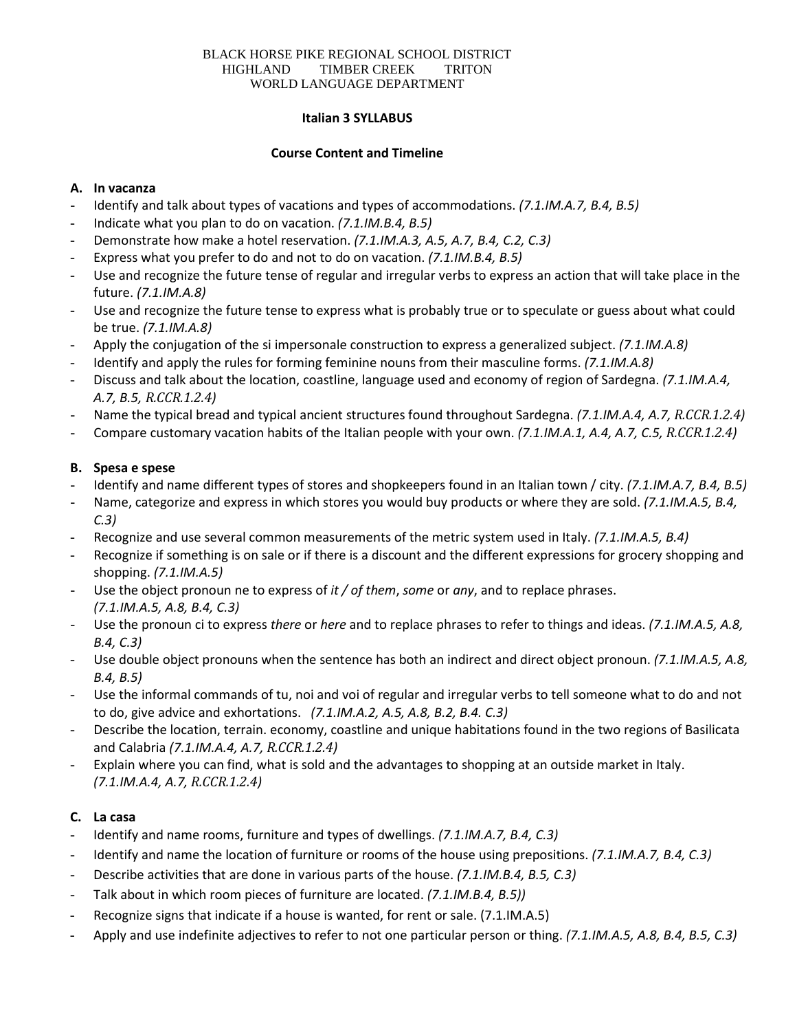BLACK HORSE PIKE REGIONAL SCHOOL DISTRICT
HIGHLAND TIMBER CREEK TRITON
WORLD LANGUAGE DEPARTMENT

# Italian 3 SYLLABUS

## Course Content and Timeline

### A. In vacanza

- Identify and talk about types of vacations and types of accommodations. *(7.1.IM.A.7, B.4, B.5)*
- Indicate what you plan to do on vacation. *(7.1.IM.B.4, B.5)*
- Demonstrate how make a hotel reservation. *(7.1.IM.A.3, A.5, A.7, B.4, C.2, C.3)*
- Express what you prefer to do and not to do on vacation. *(7.1.IM.B.4, B.5)*
- Use and recognize the future tense of regular and irregular verbs to express an action that will take place in the future. *(7.1.IM.A.8)*
- Use and recognize the future tense to express what is probably true or to speculate or guess about what could be true. *(7.1.IM.A.8)*
- Apply the conjugation of the si impersonale construction to express a generalized subject. *(7.1.IM.A.8)*
- Identify and apply the rules for forming feminine nouns from their masculine forms. *(7.1.IM.A.8)*
- Discuss and talk about the location, coastline, language used and economy of region of Sardegna. *(7.1.IM.A.4, A.7, B.5, R.CCR.1.2.4)*
- Name the typical bread and typical ancient structures found throughout Sardegna. *(7.1.IM.A.4, A.7, R.CCR.1.2.4)*
- Compare customary vacation habits of the Italian people with your own. *(7.1.IM.A.1, A.4, A.7, C.5, R.CCR.1.2.4)*

### B. Spesa e spese

- Identify and name different types of stores and shopkeepers found in an Italian town / city. *(7.1.IM.A.7, B.4, B.5)*
- Name, categorize and express in which stores you would buy products or where they are sold. *(7.1.IM.A.5, B.4, C.3)*
- Recognize and use several common measurements of the metric system used in Italy. *(7.1.IM.A.5, B.4)*
- Recognize if something is on sale or if there is a discount and the different expressions for grocery shopping and shopping. *(7.1.IM.A.5)*
- Use the object pronoun ne to express of *it / of them*, *some* or *any*, and to replace phrases. *(7.1.IM.A.5, A.8, B.4, C.3)*
- Use the pronoun ci to express *there* or *here* and to replace phrases to refer to things and ideas. *(7.1.IM.A.5, A.8, B.4, C.3)*
- Use double object pronouns when the sentence has both an indirect and direct object pronoun. *(7.1.IM.A.5, A.8, B.4, B.5)*
- Use the informal commands of tu, noi and voi of regular and irregular verbs to tell someone what to do and not to do, give advice and exhortations. *(7.1.IM.A.2, A.5, A.8, B.2, B.4. C.3)*
- Describe the location, terrain. economy, coastline and unique habitations found in the two regions of Basilicata and Calabria *(7.1.IM.A.4, A.7, R.CCR.1.2.4)*
- Explain where you can find, what is sold and the advantages to shopping at an outside market in Italy. *(7.1.IM.A.4, A.7, R.CCR.1.2.4)*

### C. La casa

- Identify and name rooms, furniture and types of dwellings. *(7.1.IM.A.7, B.4, C.3)*
- Identify and name the location of furniture or rooms of the house using prepositions. *(7.1.IM.A.7, B.4, C.3)*
- Describe activities that are done in various parts of the house. *(7.1.IM.B.4, B.5, C.3)*
- Talk about in which room pieces of furniture are located. *(7.1.IM.B.4, B.5))*
- Recognize signs that indicate if a house is wanted, for rent or sale. (7.1.IM.A.5)
- Apply and use indefinite adjectives to refer to not one particular person or thing. *(7.1.IM.A.5, A.8, B.4, B.5, C.3)*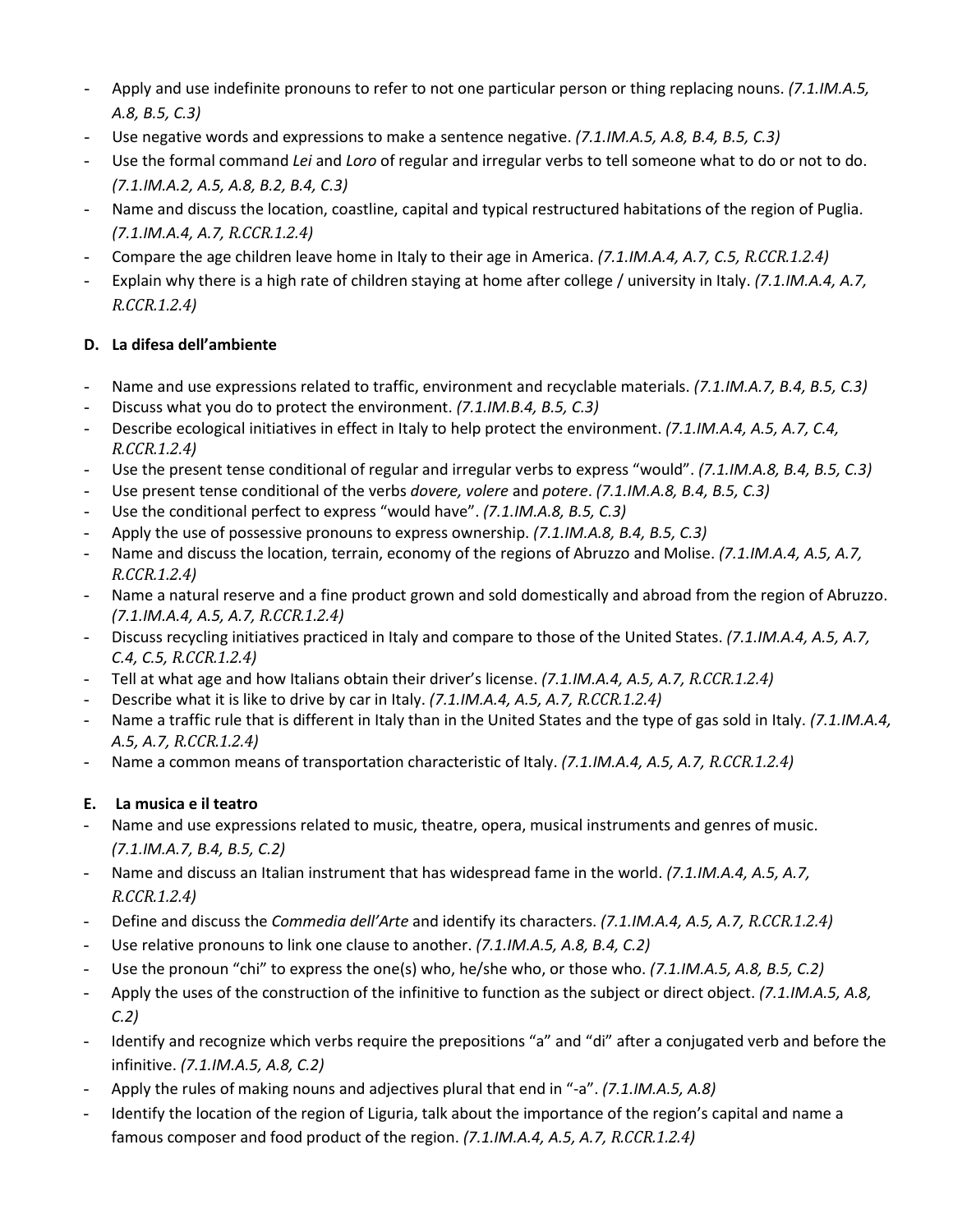- Apply and use indefinite pronouns to refer to not one particular person or thing replacing nouns. *(7.1.IM.A.5, A.8, B.5, C.3)*
- Use negative words and expressions to make a sentence negative. *(7.1.IM.A.5, A.8, B.4, B.5, C.3)*
- Use the formal command *Lei* and *Loro* of regular and irregular verbs to tell someone what to do or not to do. *(7.1.IM.A.2, A.5, A.8, B.2, B.4, C.3)*
- Name and discuss the location, coastline, capital and typical restructured habitations of the region of Puglia. *(7.1.IM.A.4, A.7, R.CCR.1.2.4)*
- Compare the age children leave home in Italy to their age in America. *(7.1.IM.A.4, A.7, C.5, R.CCR.1.2.4)*
- Explain why there is a high rate of children staying at home after college / university in Italy. *(7.1.IM.A.4, A.7, R.CCR.1.2.4)*

### D. La difesa dell'ambiente

- Name and use expressions related to traffic, environment and recyclable materials. *(7.1.IM.A.7, B.4, B.5, C.3)*
- Discuss what you do to protect the environment. *(7.1.IM.B.4, B.5, C.3)*
- Describe ecological initiatives in effect in Italy to help protect the environment. *(7.1.IM.A.4, A.5, A.7, C.4, R.CCR.1.2.4)*
- Use the present tense conditional of regular and irregular verbs to express "would". *(7.1.IM.A.8, B.4, B.5, C.3)*
- Use present tense conditional of the verbs *dovere, volere* and *potere*. *(7.1.IM.A.8, B.4, B.5, C.3)*
- Use the conditional perfect to express "would have". *(7.1.IM.A.8, B.5, C.3)*
- Apply the use of possessive pronouns to express ownership. *(7.1.IM.A.8, B.4, B.5, C.3)*
- Name and discuss the location, terrain, economy of the regions of Abruzzo and Molise. *(7.1.IM.A.4, A.5, A.7, R.CCR.1.2.4)*
- Name a natural reserve and a fine product grown and sold domestically and abroad from the region of Abruzzo. *(7.1.IM.A.4, A.5, A.7, R.CCR.1.2.4)*
- Discuss recycling initiatives practiced in Italy and compare to those of the United States. *(7.1.IM.A.4, A.5, A.7, C.4, C.5, R.CCR.1.2.4)*
- Tell at what age and how Italians obtain their driver's license. *(7.1.IM.A.4, A.5, A.7, R.CCR.1.2.4)*
- Describe what it is like to drive by car in Italy. *(7.1.IM.A.4, A.5, A.7, R.CCR.1.2.4)*
- Name a traffic rule that is different in Italy than in the United States and the type of gas sold in Italy. *(7.1.IM.A.4, A.5, A.7, R.CCR.1.2.4)*
- Name a common means of transportation characteristic of Italy. *(7.1.IM.A.4, A.5, A.7, R.CCR.1.2.4)*

### E. La musica e il teatro

- Name and use expressions related to music, theatre, opera, musical instruments and genres of music. *(7.1.IM.A.7, B.4, B.5, C.2)*
- Name and discuss an Italian instrument that has widespread fame in the world. *(7.1.IM.A.4, A.5, A.7, R.CCR.1.2.4)*
- Define and discuss the *Commedia dell'Arte* and identify its characters. *(7.1.IM.A.4, A.5, A.7, R.CCR.1.2.4)*
- Use relative pronouns to link one clause to another. *(7.1.IM.A.5, A.8, B.4, C.2)*
- Use the pronoun "chi" to express the one(s) who, he/she who, or those who. *(7.1.IM.A.5, A.8, B.5, C.2)*
- Apply the uses of the construction of the infinitive to function as the subject or direct object. *(7.1.IM.A.5, A.8, C.2)*
- Identify and recognize which verbs require the prepositions "a" and "di" after a conjugated verb and before the infinitive. *(7.1.IM.A.5, A.8, C.2)*
- Apply the rules of making nouns and adjectives plural that end in "-a". *(7.1.IM.A.5, A.8)*
- Identify the location of the region of Liguria, talk about the importance of the region's capital and name a famous composer and food product of the region. *(7.1.IM.A.4, A.5, A.7, R.CCR.1.2.4)*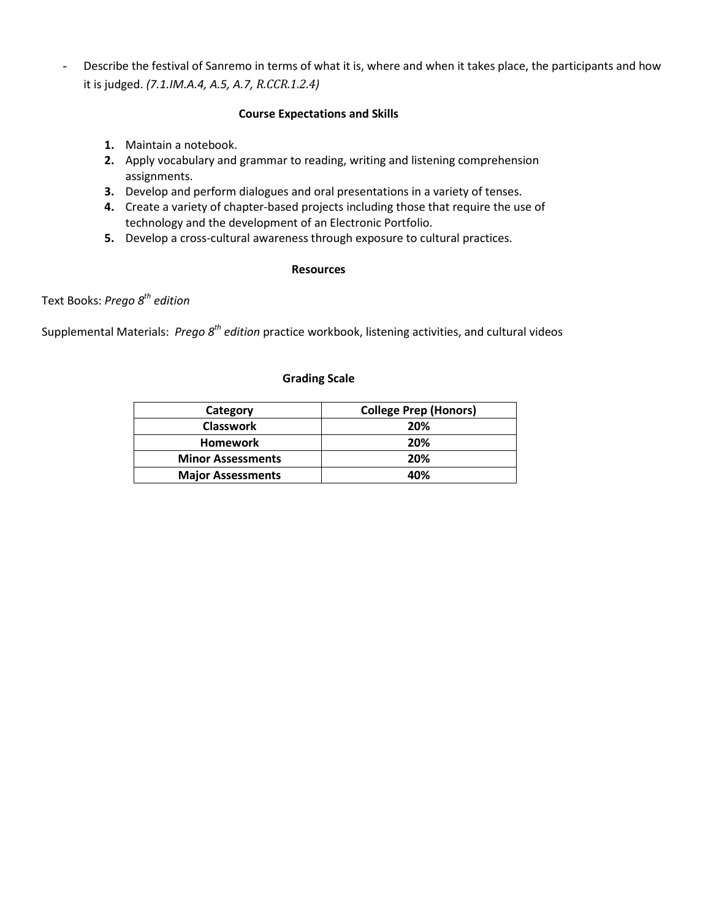- Describe the festival of Sanremo in terms of what it is, where and when it takes place, the participants and how it is judged. *(7.1.IM.A.4, A.5, A.7, R.CCR.1.2.4)*

**Course Expectations and Skills**

1. Maintain a notebook.
2. Apply vocabulary and grammar to reading, writing and listening comprehension assignments.
3. Develop and perform dialogues and oral presentations in a variety of tenses.
4. Create a variety of chapter-based projects including those that require the use of technology and the development of an Electronic Portfolio.
5. Develop a cross-cultural awareness through exposure to cultural practices.

**Resources**

Text Books: *Prego 8th edition*

Supplemental Materials: *Prego 8th edition* practice workbook, listening activities, and cultural videos

**Grading Scale**

| Category | College Prep (Honors) |
|---|---|
| **Classwork** | **20%** |
| **Homework** | **20%** |
| **Minor Assessments** | **20%** |
| **Major Assessments** | **40%** |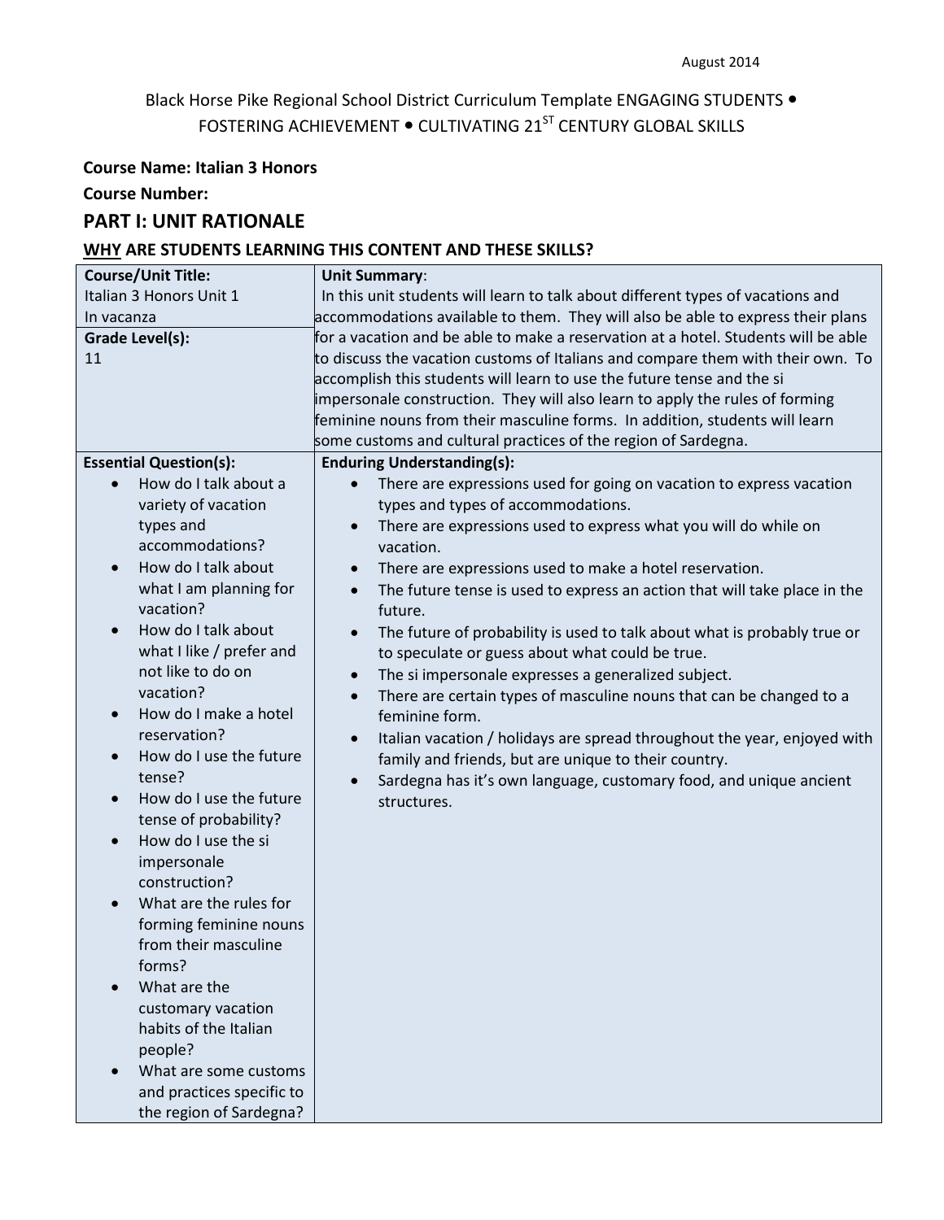August 2014

Black Horse Pike Regional School District Curriculum Template ENGAGING STUDENTS • FOSTERING ACHIEVEMENT • CULTIVATING 21ST CENTURY GLOBAL SKILLS

**Course Name: Italian 3 Honors**

**Course Number:**

## PART I: UNIT RATIONALE

### WHY ARE STUDENTS LEARNING THIS CONTENT AND THESE SKILLS?

| **Course/Unit Title:**<br>Italian 3 Honors Unit 1<br>In vacanza<br>**Grade Level(s):**<br>11 | **Unit Summary**:<br>In this unit students will learn to talk about different types of vacations and accommodations available to them. They will also be able to express their plans for a vacation and be able to make a reservation at a hotel. Students will be able to discuss the vacation customs of Italians and compare them with their own. To accomplish this students will learn to use the future tense and the si impersonale construction. They will also learn to apply the rules of forming feminine nouns from their masculine forms. In addition, students will learn some customs and cultural practices of the region of Sardegna. |
|---|---|
| **Essential Question(s):**<br>• How do I talk about a variety of vacation types and accommodations?<br>• How do I talk about what I am planning for vacation?<br>• How do I talk about what I like / prefer and not like to do on vacation?<br>• How do I make a hotel reservation?<br>• How do I use the future tense?<br>• How do I use the future tense of probability?<br>• How do I use the si impersonale construction?<br>• What are the rules for forming feminine nouns from their masculine forms?<br>• What are the customary vacation habits of the Italian people?<br>• What are some customs and practices specific to the region of Sardegna? | **Enduring Understanding(s):**<br>• There are expressions used for going on vacation to express vacation types and types of accommodations.<br>• There are expressions used to express what you will do while on vacation.<br>• There are expressions used to make a hotel reservation.<br>• The future tense is used to express an action that will take place in the future.<br>• The future of probability is used to talk about what is probably true or to speculate or guess about what could be true.<br>• The si impersonale expresses a generalized subject.<br>• There are certain types of masculine nouns that can be changed to a feminine form.<br>• Italian vacation / holidays are spread throughout the year, enjoyed with family and friends, but are unique to their country.<br>• Sardegna has it's own language, customary food, and unique ancient structures. |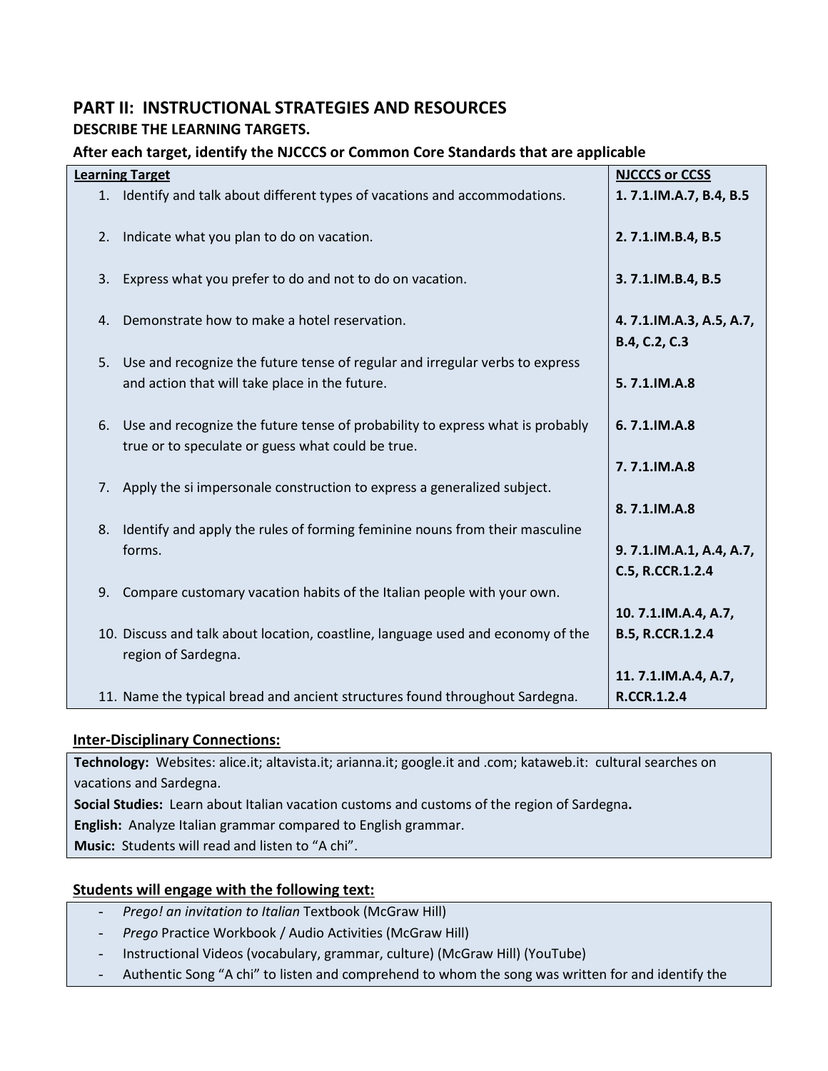## PART II: INSTRUCTIONAL STRATEGIES AND RESOURCES

### DESCRIBE THE LEARNING TARGETS.

### After each target, identify the NJCCCS or Common Core Standards that are applicable

| Learning Target | NJCCCS or CCSS |
|---|---|
| 1. Identify and talk about different types of vacations and accommodations. | **1. 7.1.IM.A.7, B.4, B.5** |
| 2. Indicate what you plan to do on vacation. | **2. 7.1.IM.B.4, B.5** |
| 3. Express what you prefer to do and not to do on vacation. | **3. 7.1.IM.B.4, B.5** |
| 4. Demonstrate how to make a hotel reservation. | **4. 7.1.IM.A.3, A.5, A.7, B.4, C.2, C.3** |
| 5. Use and recognize the future tense of regular and irregular verbs to express and action that will take place in the future. | **5. 7.1.IM.A.8** |
| 6. Use and recognize the future tense of probability to express what is probably true or to speculate or guess what could be true. | **6. 7.1.IM.A.8** |
| 7. Apply the si impersonale construction to express a generalized subject. | **7. 7.1.IM.A.8** |
| 8. Identify and apply the rules of forming feminine nouns from their masculine forms. | **8. 7.1.IM.A.8** |
| 9. Compare customary vacation habits of the Italian people with your own. | **9. 7.1.IM.A.1, A.4, A.7, C.5, R.CCR.1.2.4** |
| 10. Discuss and talk about location, coastline, language used and economy of the region of Sardegna. | **10. 7.1.IM.A.4, A.7, B.5, R.CCR.1.2.4** |
| 11. Name the typical bread and ancient structures found throughout Sardegna. | **11. 7.1.IM.A.4, A.7, R.CCR.1.2.4** |

**Inter-Disciplinary Connections:**

**Technology:** Websites: alice.it; altavista.it; arianna.it; google.it and .com; kataweb.it: cultural searches on vacations and Sardegna.

**Social Studies:** Learn about Italian vacation customs and customs of the region of Sardegna**.**

**English:** Analyze Italian grammar compared to English grammar.

**Music:** Students will read and listen to "A chi".

**Students will engage with the following text:**

- *Prego! an invitation to Italian* Textbook (McGraw Hill)
- *Prego* Practice Workbook / Audio Activities (McGraw Hill)
- Instructional Videos (vocabulary, grammar, culture) (McGraw Hill) (YouTube)
- Authentic Song "A chi" to listen and comprehend to whom the song was written for and identify the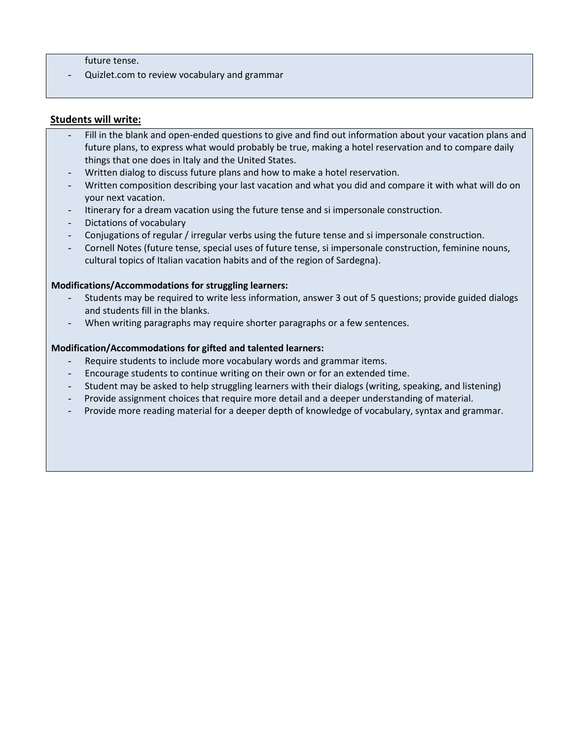future tense.

- Quizlet.com to review vocabulary and grammar

**Students will write:**

- Fill in the blank and open-ended questions to give and find out information about your vacation plans and future plans, to express what would probably be true, making a hotel reservation and to compare daily things that one does in Italy and the United States.
- Written dialog to discuss future plans and how to make a hotel reservation.
- Written composition describing your last vacation and what you did and compare it with what will do on your next vacation.
- Itinerary for a dream vacation using the future tense and si impersonale construction.
- Dictations of vocabulary
- Conjugations of regular / irregular verbs using the future tense and si impersonale construction.
- Cornell Notes (future tense, special uses of future tense, si impersonale construction, feminine nouns, cultural topics of Italian vacation habits and of the region of Sardegna).

**Modifications/Accommodations for struggling learners:**

- Students may be required to write less information, answer 3 out of 5 questions; provide guided dialogs and students fill in the blanks.
- When writing paragraphs may require shorter paragraphs or a few sentences.

**Modification/Accommodations for gifted and talented learners:**

- Require students to include more vocabulary words and grammar items.
- Encourage students to continue writing on their own or for an extended time.
- Student may be asked to help struggling learners with their dialogs (writing, speaking, and listening)
- Provide assignment choices that require more detail and a deeper understanding of material.
- Provide more reading material for a deeper depth of knowledge of vocabulary, syntax and grammar.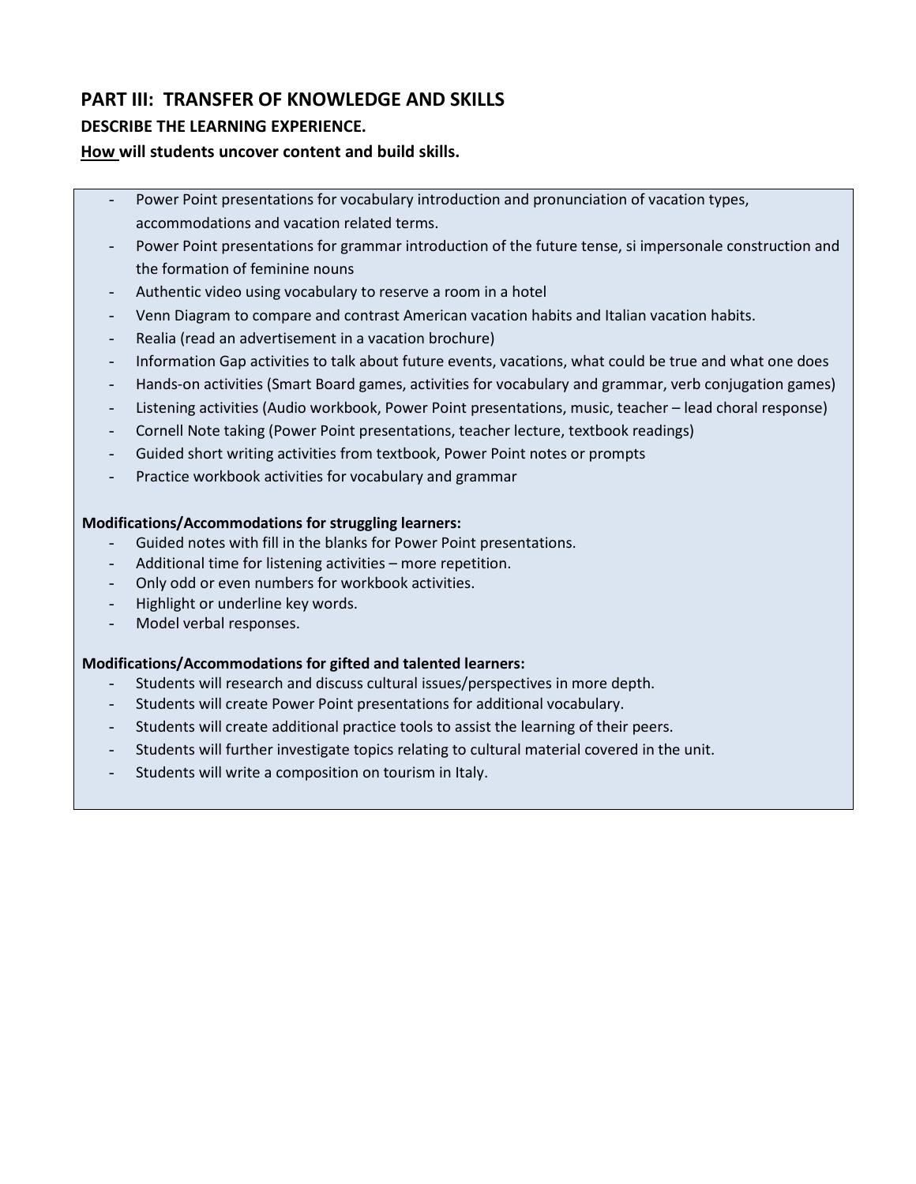## PART III: TRANSFER OF KNOWLEDGE AND SKILLS

**DESCRIBE THE LEARNING EXPERIENCE.**

**How will students uncover content and build skills.**

- Power Point presentations for vocabulary introduction and pronunciation of vacation types, accommodations and vacation related terms.
- Power Point presentations for grammar introduction of the future tense, si impersonale construction and the formation of feminine nouns
- Authentic video using vocabulary to reserve a room in a hotel
- Venn Diagram to compare and contrast American vacation habits and Italian vacation habits.
- Realia (read an advertisement in a vacation brochure)
- Information Gap activities to talk about future events, vacations, what could be true and what one does
- Hands-on activities (Smart Board games, activities for vocabulary and grammar, verb conjugation games)
- Listening activities (Audio workbook, Power Point presentations, music, teacher – lead choral response)
- Cornell Note taking (Power Point presentations, teacher lecture, textbook readings)
- Guided short writing activities from textbook, Power Point notes or prompts
- Practice workbook activities for vocabulary and grammar

**Modifications/Accommodations for struggling learners:**

- Guided notes with fill in the blanks for Power Point presentations.
- Additional time for listening activities – more repetition.
- Only odd or even numbers for workbook activities.
- Highlight or underline key words.
- Model verbal responses.

**Modifications/Accommodations for gifted and talented learners:**

- Students will research and discuss cultural issues/perspectives in more depth.
- Students will create Power Point presentations for additional vocabulary.
- Students will create additional practice tools to assist the learning of their peers.
- Students will further investigate topics relating to cultural material covered in the unit.
- Students will write a composition on tourism in Italy.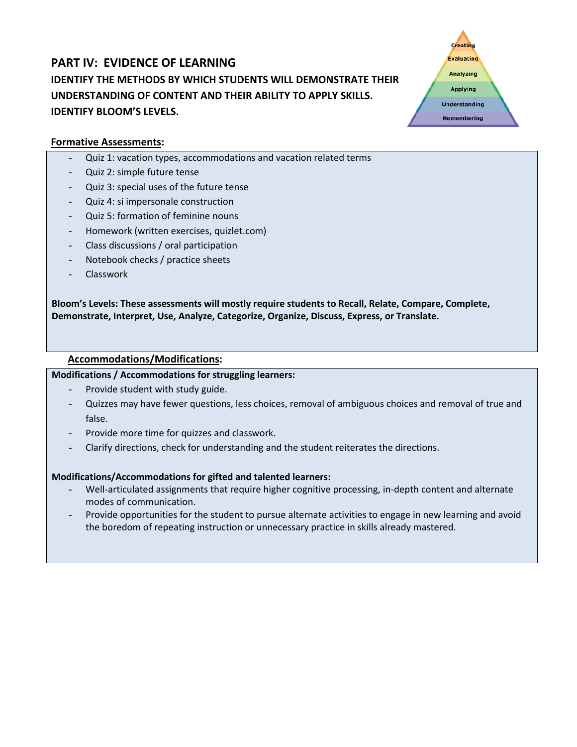## PART IV: EVIDENCE OF LEARNING

**IDENTIFY THE METHODS BY WHICH STUDENTS WILL DEMONSTRATE THEIR UNDERSTANDING OF CONTENT AND THEIR ABILITY TO APPLY SKILLS. IDENTIFY BLOOM'S LEVELS.**

Creating
Evaluating
Analyzing
Applying
Understanding
Remembering

**Formative Assessments:**

- Quiz 1: vacation types, accommodations and vacation related terms
- Quiz 2: simple future tense
- Quiz 3: special uses of the future tense
- Quiz 4: si impersonale construction
- Quiz 5: formation of feminine nouns
- Homework (written exercises, quizlet.com)
- Class discussions / oral participation
- Notebook checks / practice sheets
- Classwork

**Bloom's Levels: These assessments will mostly require students to Recall, Relate, Compare, Complete, Demonstrate, Interpret, Use, Analyze, Categorize, Organize, Discuss, Express, or Translate.**

**Accommodations/Modifications:**

**Modifications / Accommodations for struggling learners:**

- Provide student with study guide.
- Quizzes may have fewer questions, less choices, removal of ambiguous choices and removal of true and false.
- Provide more time for quizzes and classwork.
- Clarify directions, check for understanding and the student reiterates the directions.

**Modifications/Accommodations for gifted and talented learners:**

- Well-articulated assignments that require higher cognitive processing, in-depth content and alternate modes of communication.
- Provide opportunities for the student to pursue alternate activities to engage in new learning and avoid the boredom of repeating instruction or unnecessary practice in skills already mastered.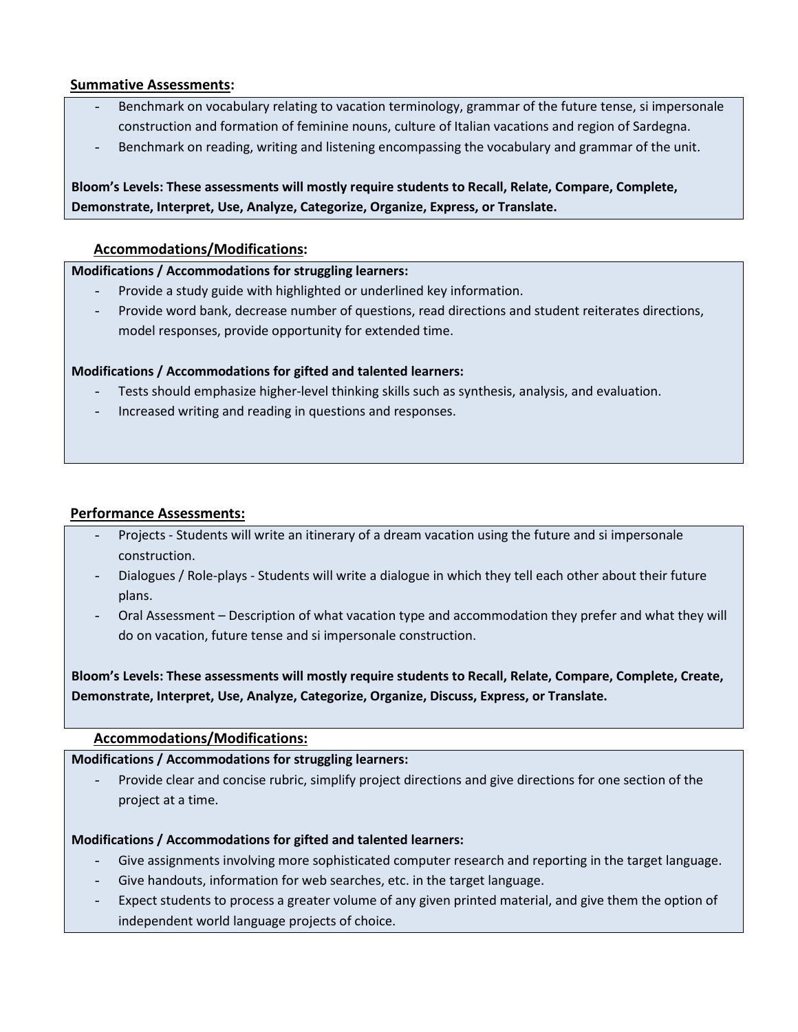**Summative Assessments:**

- Benchmark on vocabulary relating to vacation terminology, grammar of the future tense, si impersonale construction and formation of feminine nouns, culture of Italian vacations and region of Sardegna.
- Benchmark on reading, writing and listening encompassing the vocabulary and grammar of the unit.

**Bloom's Levels: These assessments will mostly require students to Recall, Relate, Compare, Complete, Demonstrate, Interpret, Use, Analyze, Categorize, Organize, Express, or Translate.**

**Accommodations/Modifications:**

**Modifications / Accommodations for struggling learners:**

- Provide a study guide with highlighted or underlined key information.
- Provide word bank, decrease number of questions, read directions and student reiterates directions, model responses, provide opportunity for extended time.

**Modifications / Accommodations for gifted and talented learners:**

- Tests should emphasize higher-level thinking skills such as synthesis, analysis, and evaluation.
- Increased writing and reading in questions and responses.

**Performance Assessments:**

- Projects - Students will write an itinerary of a dream vacation using the future and si impersonale construction.
- Dialogues / Role-plays - Students will write a dialogue in which they tell each other about their future plans.
- Oral Assessment – Description of what vacation type and accommodation they prefer and what they will do on vacation, future tense and si impersonale construction.

**Bloom's Levels: These assessments will mostly require students to Recall, Relate, Compare, Complete, Create, Demonstrate, Interpret, Use, Analyze, Categorize, Organize, Discuss, Express, or Translate.**

**Accommodations/Modifications:**

**Modifications / Accommodations for struggling learners:**

- Provide clear and concise rubric, simplify project directions and give directions for one section of the project at a time.

**Modifications / Accommodations for gifted and talented learners:**

- Give assignments involving more sophisticated computer research and reporting in the target language.
- Give handouts, information for web searches, etc. in the target language.
- Expect students to process a greater volume of any given printed material, and give them the option of independent world language projects of choice.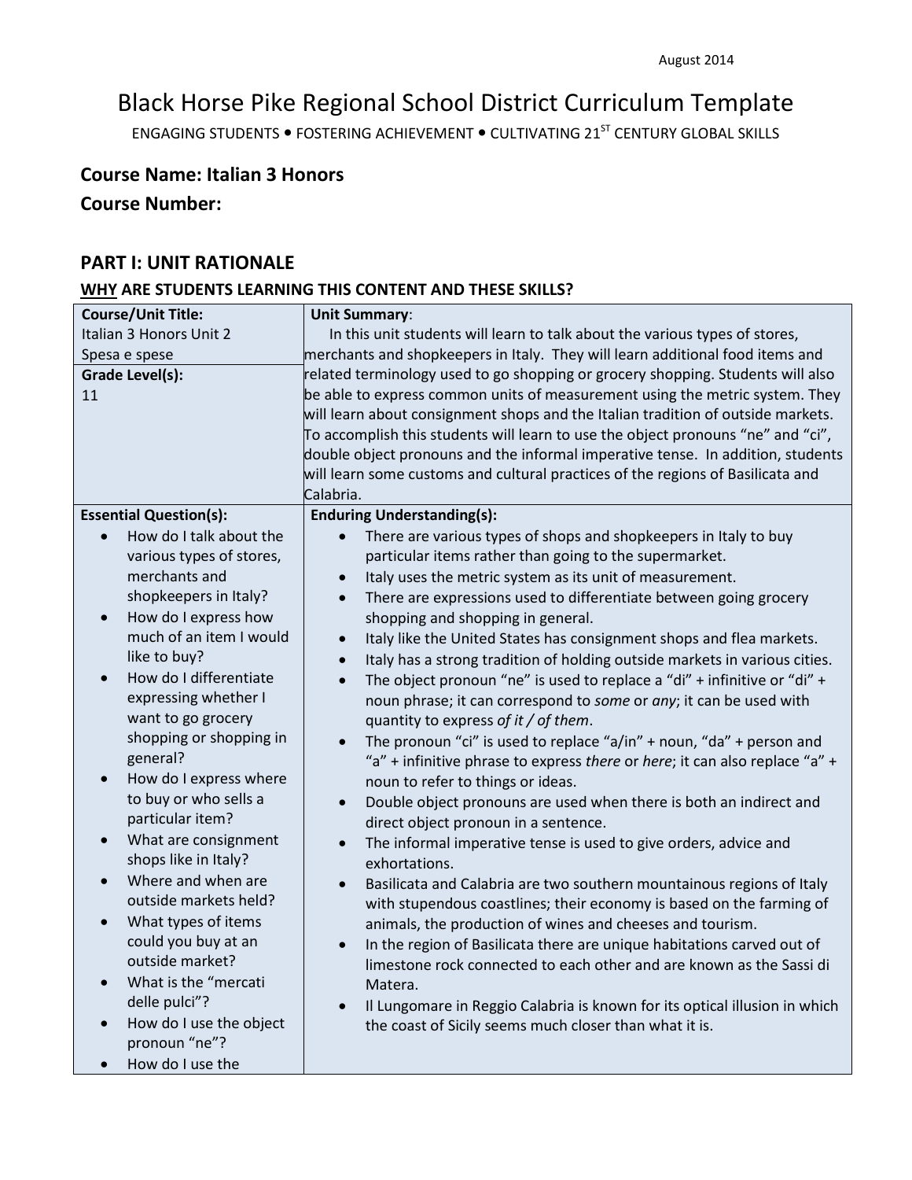August 2014

# Black Horse Pike Regional School District Curriculum Template

ENGAGING STUDENTS • FOSTERING ACHIEVEMENT • CULTIVATING 21ST CENTURY GLOBAL SKILLS

## Course Name: Italian 3 Honors

## Course Number:

## PART I: UNIT RATIONALE

### WHY ARE STUDENTS LEARNING THIS CONTENT AND THESE SKILLS?

| **Course/Unit Title:**<br>Italian 3 Honors Unit 2<br>Spesa e spese<br><br>**Grade Level(s):**<br>11 | **Unit Summary**:<br>In this unit students will learn to talk about the various types of stores, merchants and shopkeepers in Italy. They will learn additional food items and related terminology used to go shopping or grocery shopping. Students will also be able to express common units of measurement using the metric system. They will learn about consignment shops and the Italian tradition of outside markets. To accomplish this students will learn to use the object pronouns "ne" and "ci", double object pronouns and the informal imperative tense. In addition, students will learn some customs and cultural practices of the regions of Basilicata and Calabria. |
|---|---|
| **Essential Question(s):**<br>• How do I talk about the various types of stores, merchants and shopkeepers in Italy?<br>• How do I express how much of an item I would like to buy?<br>• How do I differentiate expressing whether I want to go grocery shopping or shopping in general?<br>• How do I express where to buy or who sells a particular item?<br>• What are consignment shops like in Italy?<br>• Where and when are outside markets held?<br>• What types of items could you buy at an outside market?<br>• What is the "mercati delle pulci"?<br>• How do I use the object pronoun "ne"?<br>• How do I use the | **Enduring Understanding(s):**<br>• There are various types of shops and shopkeepers in Italy to buy particular items rather than going to the supermarket.<br>• Italy uses the metric system as its unit of measurement.<br>• There are expressions used to differentiate between going grocery shopping and shopping in general.<br>• Italy like the United States has consignment shops and flea markets.<br>• Italy has a strong tradition of holding outside markets in various cities.<br>• The object pronoun "ne" is used to replace a "di" + infinitive or "di" + noun phrase; it can correspond to *some* or *any*; it can be used with quantity to express *of it / of them*.<br>• The pronoun "ci" is used to replace "a/in" + noun, "da" + person and "a" + infinitive phrase to express *there* or *here*; it can also replace "a" + noun to refer to things or ideas.<br>• Double object pronouns are used when there is both an indirect and direct object pronoun in a sentence.<br>• The informal imperative tense is used to give orders, advice and exhortations.<br>• Basilicata and Calabria are two southern mountainous regions of Italy with stupendous coastlines; their economy is based on the farming of animals, the production of wines and cheeses and tourism.<br>• In the region of Basilicata there are unique habitations carved out of limestone rock connected to each other and are known as the Sassi di Matera.<br>• Il Lungomare in Reggio Calabria is known for its optical illusion in which the coast of Sicily seems much closer than what it is. |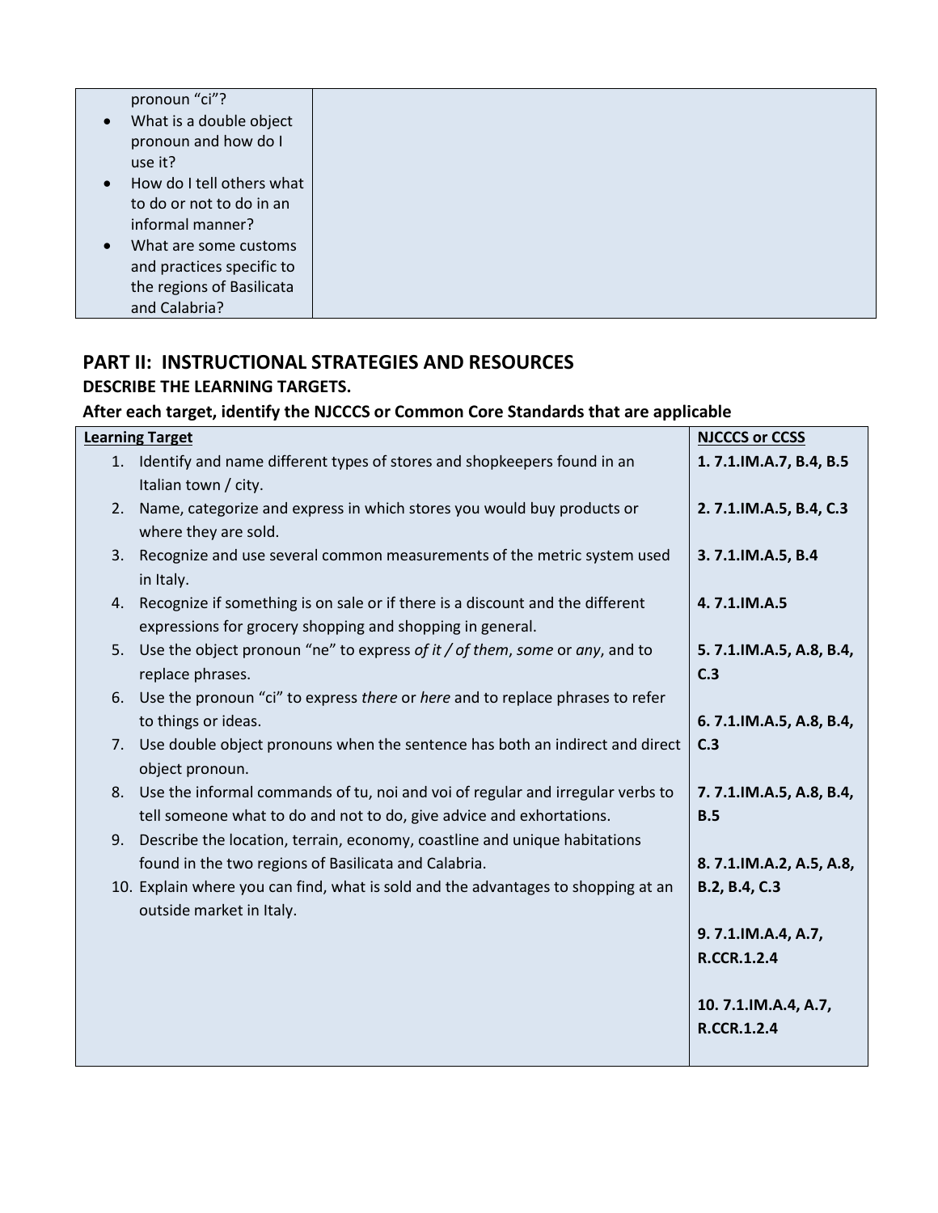| | |
|---|---|
| pronoun "ci"?<br>• What is a double object pronoun and how do I use it?<br>• How do I tell others what to do or not to do in an informal manner?<br>• What are some customs and practices specific to the regions of Basilicata and Calabria? | |

## PART II: INSTRUCTIONAL STRATEGIES AND RESOURCES

### DESCRIBE THE LEARNING TARGETS.

### After each target, identify the NJCCCS or Common Core Standards that are applicable

| Learning Target | NJCCCS or CCSS |
|---|---|
| 1. Identify and name different types of stores and shopkeepers found in an Italian town / city. | **1. 7.1.IM.A.7, B.4, B.5** |
| 2. Name, categorize and express in which stores you would buy products or where they are sold. | **2. 7.1.IM.A.5, B.4, C.3** |
| 3. Recognize and use several common measurements of the metric system used in Italy. | **3. 7.1.IM.A.5, B.4** |
| 4. Recognize if something is on sale or if there is a discount and the different expressions for grocery shopping and shopping in general. | **4. 7.1.IM.A.5** |
| 5. Use the object pronoun "ne" to express *of it / of them*, *some* or *any*, and to replace phrases. | **5. 7.1.IM.A.5, A.8, B.4, C.3** |
| 6. Use the pronoun "ci" to express *there* or *here* and to replace phrases to refer to things or ideas. | **6. 7.1.IM.A.5, A.8, B.4, C.3** |
| 7. Use double object pronouns when the sentence has both an indirect and direct object pronoun. | **7. 7.1.IM.A.5, A.8, B.4, B.5** |
| 8. Use the informal commands of tu, noi and voi of regular and irregular verbs to tell someone what to do and not to do, give advice and exhortations. | **8. 7.1.IM.A.2, A.5, A.8, B.2, B.4, C.3** |
| 9. Describe the location, terrain, economy, coastline and unique habitations found in the two regions of Basilicata and Calabria. | **9. 7.1.IM.A.4, A.7, R.CCR.1.2.4** |
| 10. Explain where you can find, what is sold and the advantages to shopping at an outside market in Italy. | **10. 7.1.IM.A.4, A.7, R.CCR.1.2.4** |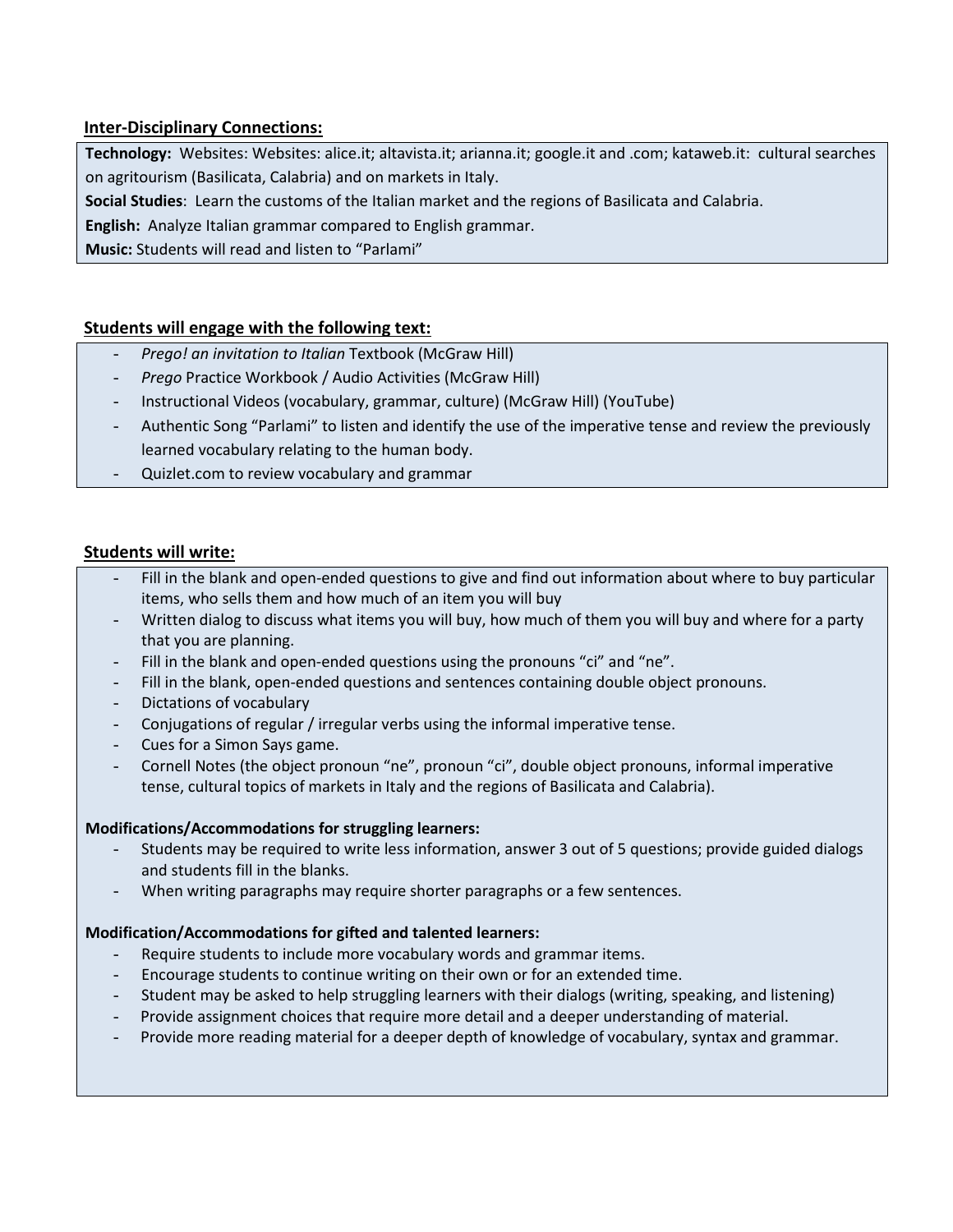**Inter-Disciplinary Connections:**

**Technology:** Websites: Websites: alice.it; altavista.it; arianna.it; google.it and .com; kataweb.it: cultural searches on agritourism (Basilicata, Calabria) and on markets in Italy.

**Social Studies**: Learn the customs of the Italian market and the regions of Basilicata and Calabria.

**English:** Analyze Italian grammar compared to English grammar.

**Music:** Students will read and listen to "Parlami"

**Students will engage with the following text:**

- *Prego! an invitation to Italian* Textbook (McGraw Hill)
- *Prego* Practice Workbook / Audio Activities (McGraw Hill)
- Instructional Videos (vocabulary, grammar, culture) (McGraw Hill) (YouTube)
- Authentic Song "Parlami" to listen and identify the use of the imperative tense and review the previously learned vocabulary relating to the human body.
- Quizlet.com to review vocabulary and grammar

**Students will write:**

- Fill in the blank and open-ended questions to give and find out information about where to buy particular items, who sells them and how much of an item you will buy
- Written dialog to discuss what items you will buy, how much of them you will buy and where for a party that you are planning.
- Fill in the blank and open-ended questions using the pronouns "ci" and "ne".
- Fill in the blank, open-ended questions and sentences containing double object pronouns.
- Dictations of vocabulary
- Conjugations of regular / irregular verbs using the informal imperative tense.
- Cues for a Simon Says game.
- Cornell Notes (the object pronoun "ne", pronoun "ci", double object pronouns, informal imperative tense, cultural topics of markets in Italy and the regions of Basilicata and Calabria).

**Modifications/Accommodations for struggling learners:**

- Students may be required to write less information, answer 3 out of 5 questions; provide guided dialogs and students fill in the blanks.
- When writing paragraphs may require shorter paragraphs or a few sentences.

**Modification/Accommodations for gifted and talented learners:**

- Require students to include more vocabulary words and grammar items.
- Encourage students to continue writing on their own or for an extended time.
- Student may be asked to help struggling learners with their dialogs (writing, speaking, and listening)
- Provide assignment choices that require more detail and a deeper understanding of material.
- Provide more reading material for a deeper depth of knowledge of vocabulary, syntax and grammar.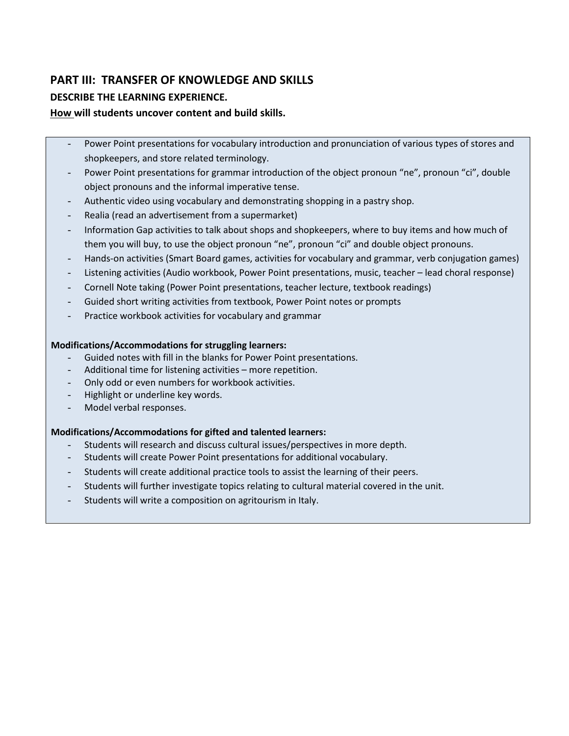## PART III: TRANSFER OF KNOWLEDGE AND SKILLS

### DESCRIBE THE LEARNING EXPERIENCE.

**How will students uncover content and build skills.**

- Power Point presentations for vocabulary introduction and pronunciation of various types of stores and shopkeepers, and store related terminology.
- Power Point presentations for grammar introduction of the object pronoun “ne”, pronoun “ci”, double object pronouns and the informal imperative tense.
- Authentic video using vocabulary and demonstrating shopping in a pastry shop.
- Realia (read an advertisement from a supermarket)
- Information Gap activities to talk about shops and shopkeepers, where to buy items and how much of them you will buy, to use the object pronoun “ne”, pronoun “ci” and double object pronouns.
- Hands-on activities (Smart Board games, activities for vocabulary and grammar, verb conjugation games)
- Listening activities (Audio workbook, Power Point presentations, music, teacher – lead choral response)
- Cornell Note taking (Power Point presentations, teacher lecture, textbook readings)
- Guided short writing activities from textbook, Power Point notes or prompts
- Practice workbook activities for vocabulary and grammar

**Modifications/Accommodations for struggling learners:**

- Guided notes with fill in the blanks for Power Point presentations.
- Additional time for listening activities – more repetition.
- Only odd or even numbers for workbook activities.
- Highlight or underline key words.
- Model verbal responses.

**Modifications/Accommodations for gifted and talented learners:**

- Students will research and discuss cultural issues/perspectives in more depth.
- Students will create Power Point presentations for additional vocabulary.
- Students will create additional practice tools to assist the learning of their peers.
- Students will further investigate topics relating to cultural material covered in the unit.
- Students will write a composition on agritourism in Italy.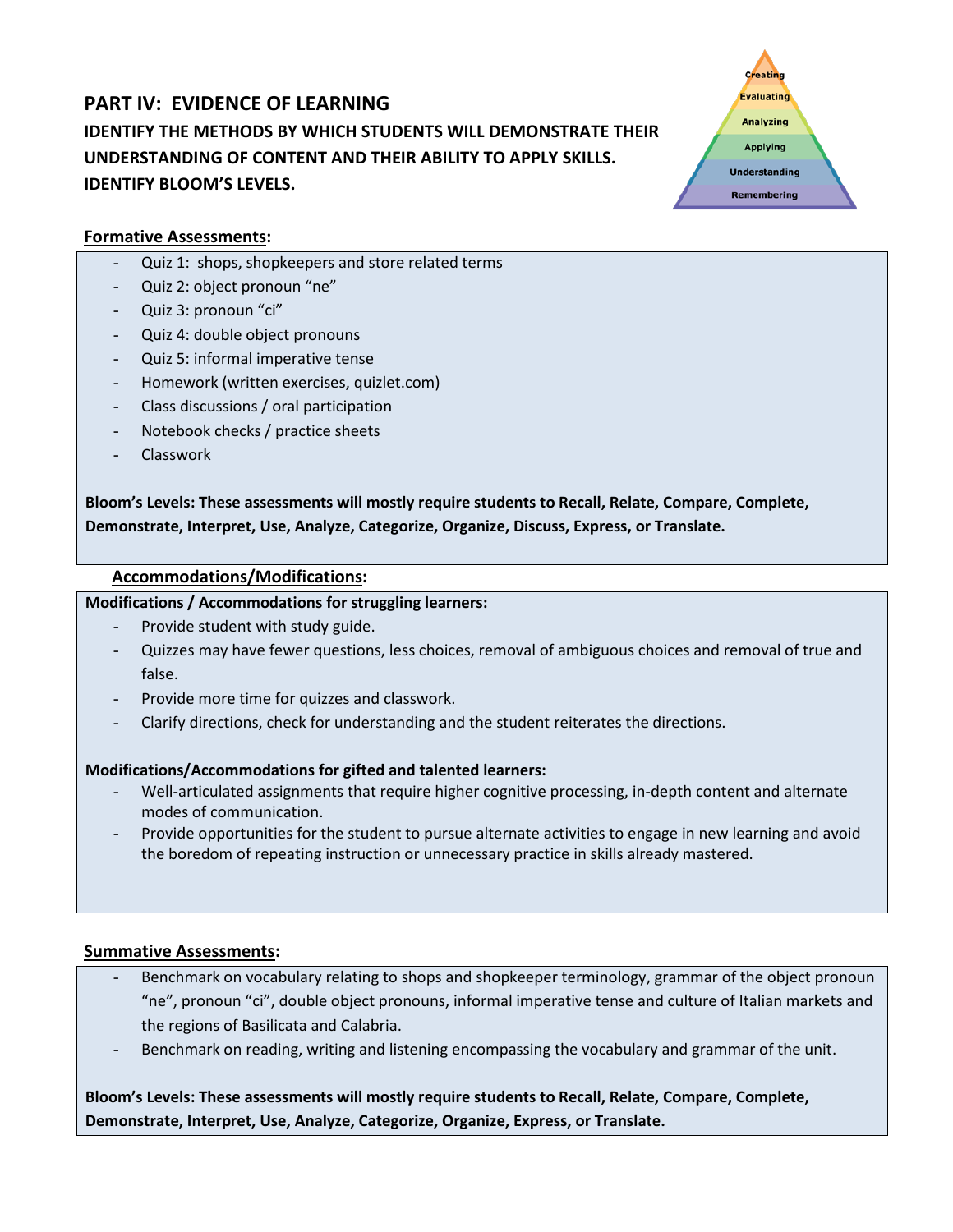## PART IV: EVIDENCE OF LEARNING

### IDENTIFY THE METHODS BY WHICH STUDENTS WILL DEMONSTRATE THEIR UNDERSTANDING OF CONTENT AND THEIR ABILITY TO APPLY SKILLS. IDENTIFY BLOOM'S LEVELS.

**Formative Assessments:**

- Quiz 1: shops, shopkeepers and store related terms
- Quiz 2: object pronoun "ne"
- Quiz 3: pronoun "ci"
- Quiz 4: double object pronouns
- Quiz 5: informal imperative tense
- Homework (written exercises, quizlet.com)
- Class discussions / oral participation
- Notebook checks / practice sheets
- Classwork

**Bloom's Levels: These assessments will mostly require students to Recall, Relate, Compare, Complete, Demonstrate, Interpret, Use, Analyze, Categorize, Organize, Discuss, Express, or Translate.**

**Accommodations/Modifications:**

**Modifications / Accommodations for struggling learners:**

- Provide student with study guide.
- Quizzes may have fewer questions, less choices, removal of ambiguous choices and removal of true and false.
- Provide more time for quizzes and classwork.
- Clarify directions, check for understanding and the student reiterates the directions.

**Modifications/Accommodations for gifted and talented learners:**

- Well-articulated assignments that require higher cognitive processing, in-depth content and alternate modes of communication.
- Provide opportunities for the student to pursue alternate activities to engage in new learning and avoid the boredom of repeating instruction or unnecessary practice in skills already mastered.

**Summative Assessments:**

- Benchmark on vocabulary relating to shops and shopkeeper terminology, grammar of the object pronoun "ne", pronoun "ci", double object pronouns, informal imperative tense and culture of Italian markets and the regions of Basilicata and Calabria.
- Benchmark on reading, writing and listening encompassing the vocabulary and grammar of the unit.

**Bloom's Levels: These assessments will mostly require students to Recall, Relate, Compare, Complete, Demonstrate, Interpret, Use, Analyze, Categorize, Organize, Express, or Translate.**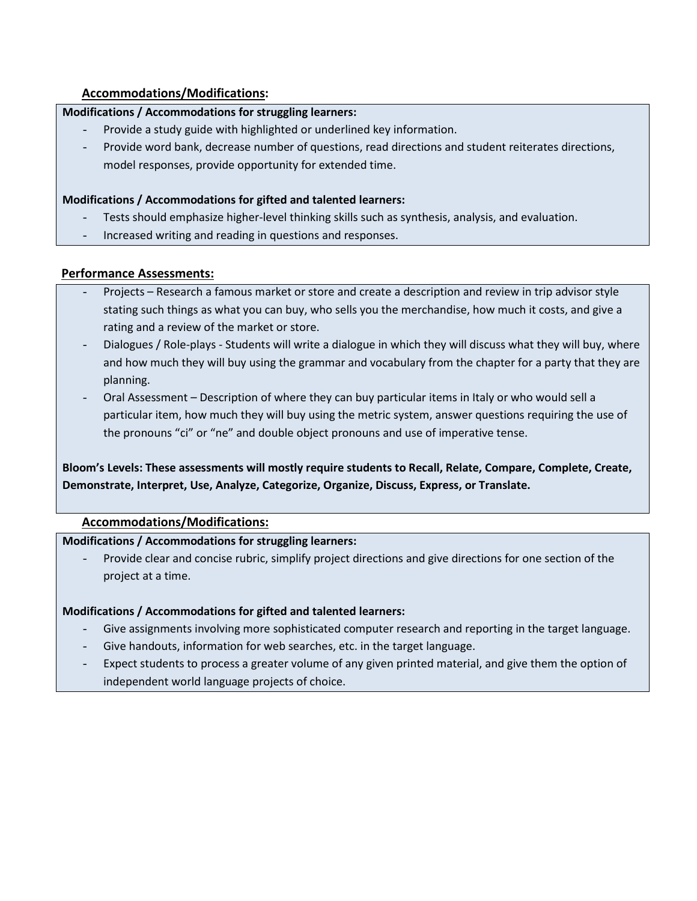## Accommodations/Modifications:

**Modifications / Accommodations for struggling learners:**

- Provide a study guide with highlighted or underlined key information.
- Provide word bank, decrease number of questions, read directions and student reiterates directions, model responses, provide opportunity for extended time.

**Modifications / Accommodations for gifted and talented learners:**

- Tests should emphasize higher-level thinking skills such as synthesis, analysis, and evaluation.
- Increased writing and reading in questions and responses.

## Performance Assessments:

- Projects – Research a famous market or store and create a description and review in trip advisor style stating such things as what you can buy, who sells you the merchandise, how much it costs, and give a rating and a review of the market or store.
- Dialogues / Role-plays - Students will write a dialogue in which they will discuss what they will buy, where and how much they will buy using the grammar and vocabulary from the chapter for a party that they are planning.
- Oral Assessment – Description of where they can buy particular items in Italy or who would sell a particular item, how much they will buy using the metric system, answer questions requiring the use of the pronouns "ci" or "ne" and double object pronouns and use of imperative tense.

**Bloom's Levels: These assessments will mostly require students to Recall, Relate, Compare, Complete, Create, Demonstrate, Interpret, Use, Analyze, Categorize, Organize, Discuss, Express, or Translate.**

## Accommodations/Modifications:

**Modifications / Accommodations for struggling learners:**

- Provide clear and concise rubric, simplify project directions and give directions for one section of the project at a time.

**Modifications / Accommodations for gifted and talented learners:**

- Give assignments involving more sophisticated computer research and reporting in the target language.
- Give handouts, information for web searches, etc. in the target language.
- Expect students to process a greater volume of any given printed material, and give them the option of independent world language projects of choice.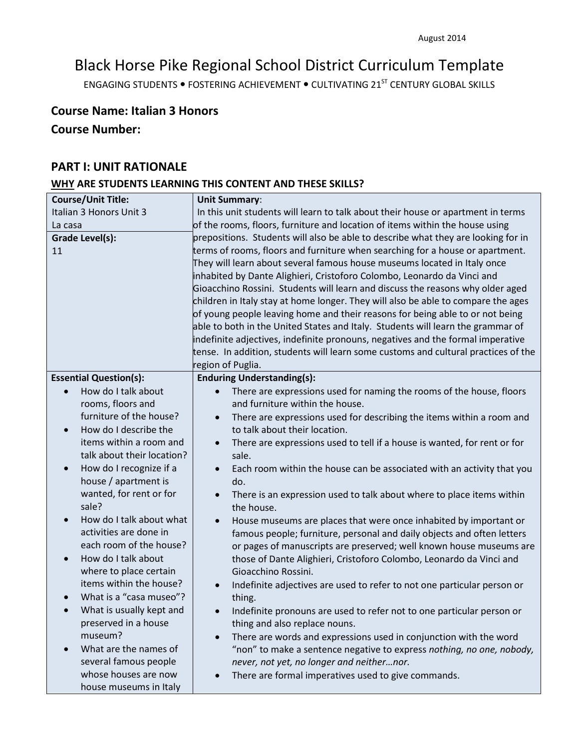August 2014

# Black Horse Pike Regional School District Curriculum Template

ENGAGING STUDENTS • FOSTERING ACHIEVEMENT • CULTIVATING 21ST CENTURY GLOBAL SKILLS

### Course Name: Italian 3 Honors

### Course Number:

## PART I: UNIT RATIONALE

### WHY ARE STUDENTS LEARNING THIS CONTENT AND THESE SKILLS?

| **Course/Unit Title:**<br>Italian 3 Honors Unit 3<br>La casa<br><br>**Grade Level(s):**<br>11 | **Unit Summary**:<br>In this unit students will learn to talk about their house or apartment in terms of the rooms, floors, furniture and location of items within the house using prepositions. Students will also be able to describe what they are looking for in terms of rooms, floors and furniture when searching for a house or apartment. They will learn about several famous house museums located in Italy once inhabited by Dante Alighieri, Cristoforo Colombo, Leonardo da Vinci and Gioacchino Rossini. Students will learn and discuss the reasons why older aged children in Italy stay at home longer. They will also be able to compare the ages of young people leaving home and their reasons for being able to or not being able to both in the United States and Italy. Students will learn the grammar of indefinite adjectives, indefinite pronouns, negatives and the formal imperative tense. In addition, students will learn some customs and cultural practices of the region of Puglia. |
|---|---|
| **Essential Question(s):**<br>• How do I talk about rooms, floors and furniture of the house?<br>• How do I describe the items within a room and talk about their location?<br>• How do I recognize if a house / apartment is wanted, for rent or for sale?<br>• How do I talk about what activities are done in each room of the house?<br>• How do I talk about where to place certain items within the house?<br>• What is a "casa museo"?<br>• What is usually kept and preserved in a house museum?<br>• What are the names of several famous people whose houses are now house museums in Italy | **Enduring Understanding(s):**<br>• There are expressions used for naming the rooms of the house, floors and furniture within the house.<br>• There are expressions used for describing the items within a room and to talk about their location.<br>• There are expressions used to tell if a house is wanted, for rent or for sale.<br>• Each room within the house can be associated with an activity that you do.<br>• There is an expression used to talk about where to place items within the house.<br>• House museums are places that were once inhabited by important or famous people; furniture, personal and daily objects and often letters or pages of manuscripts are preserved; well known house museums are those of Dante Alighieri, Cristoforo Colombo, Leonardo da Vinci and Gioacchino Rossini.<br>• Indefinite adjectives are used to refer to not one particular person or thing.<br>• Indefinite pronouns are used to refer not to one particular person or thing and also replace nouns.<br>• There are words and expressions used in conjunction with the word "non" to make a sentence negative to express *nothing, no one, nobody, never, not yet, no longer and neither…nor.*<br>• There are formal imperatives used to give commands. |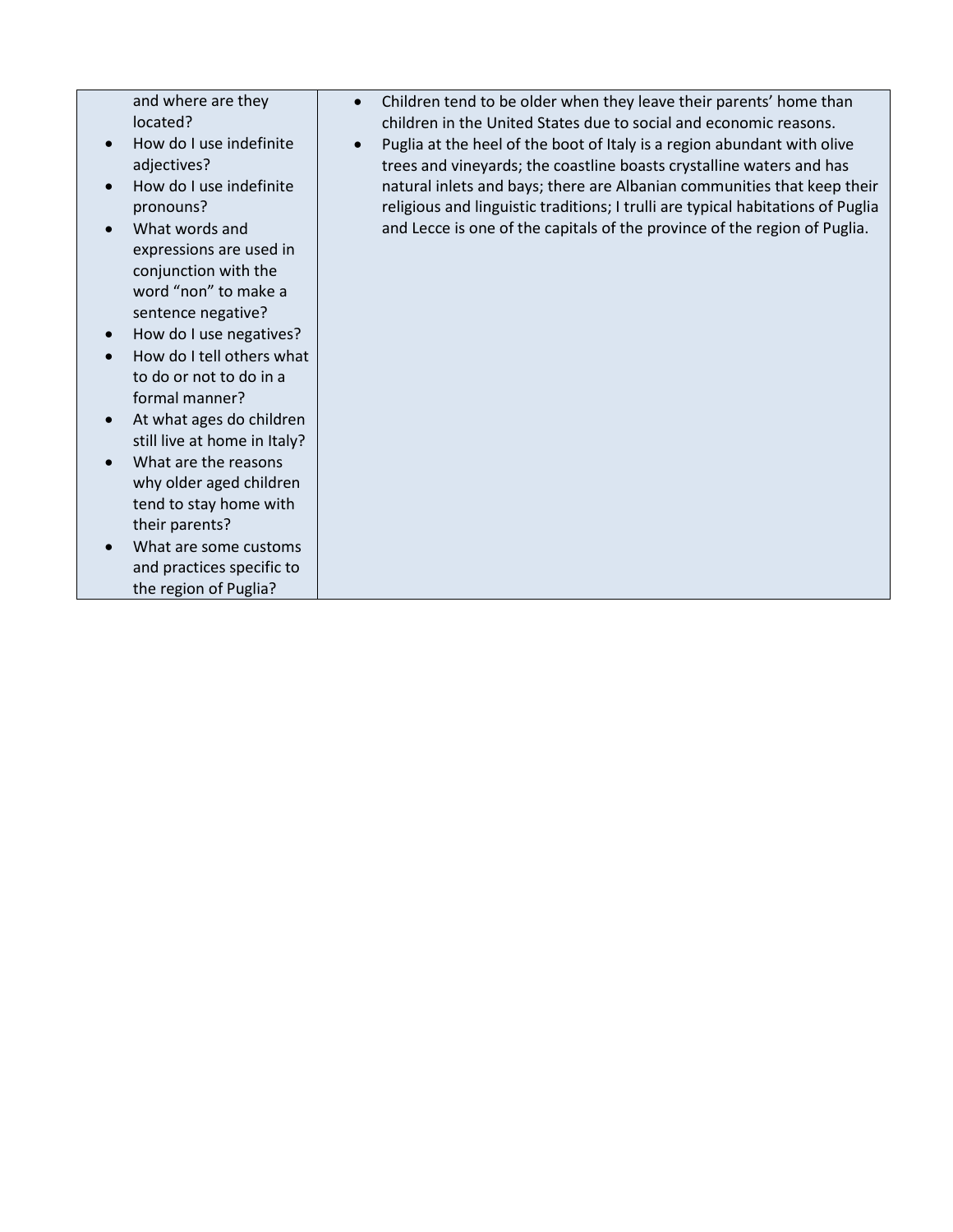| | |
|---|---|
| and where are they located?<br>• How do I use indefinite adjectives?<br>• How do I use indefinite pronouns?<br>• What words and expressions are used in conjunction with the word "non" to make a sentence negative?<br>• How do I use negatives?<br>• How do I tell others what to do or not to do in a formal manner?<br>• At what ages do children still live at home in Italy?<br>• What are the reasons why older aged children tend to stay home with their parents?<br>• What are some customs and practices specific to the region of Puglia? | • Children tend to be older when they leave their parents' home than children in the United States due to social and economic reasons.<br>• Puglia at the heel of the boot of Italy is a region abundant with olive trees and vineyards; the coastline boasts crystalline waters and has natural inlets and bays; there are Albanian communities that keep their religious and linguistic traditions; I trulli are typical habitations of Puglia and Lecce is one of the capitals of the province of the region of Puglia. |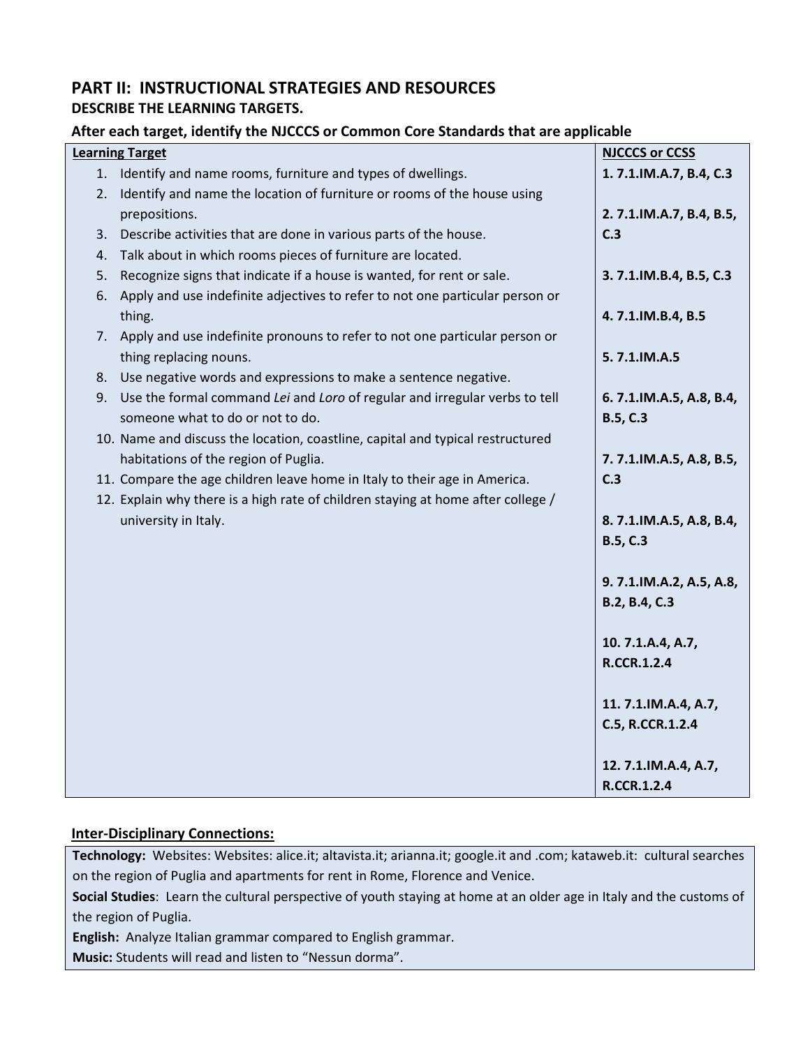## PART II: INSTRUCTIONAL STRATEGIES AND RESOURCES

### DESCRIBE THE LEARNING TARGETS.

### After each target, identify the NJCCCS or Common Core Standards that are applicable

| Learning Target | NJCCCS or CCSS |
|---|---|
| 1. Identify and name rooms, furniture and types of dwellings. | **1. 7.1.IM.A.7, B.4, C.3** |
| 2. Identify and name the location of furniture or rooms of the house using prepositions. | **2. 7.1.IM.A.7, B.4, B.5, C.3** |
| 3. Describe activities that are done in various parts of the house. | **3. 7.1.IM.B.4, B.5, C.3** |
| 4. Talk about in which rooms pieces of furniture are located. | **4. 7.1.IM.B.4, B.5** |
| 5. Recognize signs that indicate if a house is wanted, for rent or sale. | **5. 7.1.IM.A.5** |
| 6. Apply and use indefinite adjectives to refer to not one particular person or thing. | **6. 7.1.IM.A.5, A.8, B.4, B.5, C.3** |
| 7. Apply and use indefinite pronouns to refer to not one particular person or thing replacing nouns. | **7. 7.1.IM.A.5, A.8, B.5, C.3** |
| 8. Use negative words and expressions to make a sentence negative. | **8. 7.1.IM.A.5, A.8, B.4, B.5, C.3** |
| 9. Use the formal command *Lei* and *Loro* of regular and irregular verbs to tell someone what to do or not to do. | **9. 7.1.IM.A.2, A.5, A.8, B.2, B.4, C.3** |
| 10. Name and discuss the location, coastline, capital and typical restructured habitations of the region of Puglia. | **10. 7.1.A.4, A.7, R.CCR.1.2.4** |
| 11. Compare the age children leave home in Italy to their age in America. | **11. 7.1.IM.A.4, A.7, C.5, R.CCR.1.2.4** |
| 12. Explain why there is a high rate of children staying at home after college / university in Italy. | **12. 7.1.IM.A.4, A.7, R.CCR.1.2.4** |

### Inter-Disciplinary Connections:

**Technology:** Websites: Websites: alice.it; altavista.it; arianna.it; google.it and .com; kataweb.it: cultural searches on the region of Puglia and apartments for rent in Rome, Florence and Venice.

**Social Studies**: Learn the cultural perspective of youth staying at home at an older age in Italy and the customs of the region of Puglia.

**English:** Analyze Italian grammar compared to English grammar.

**Music:** Students will read and listen to "Nessun dorma".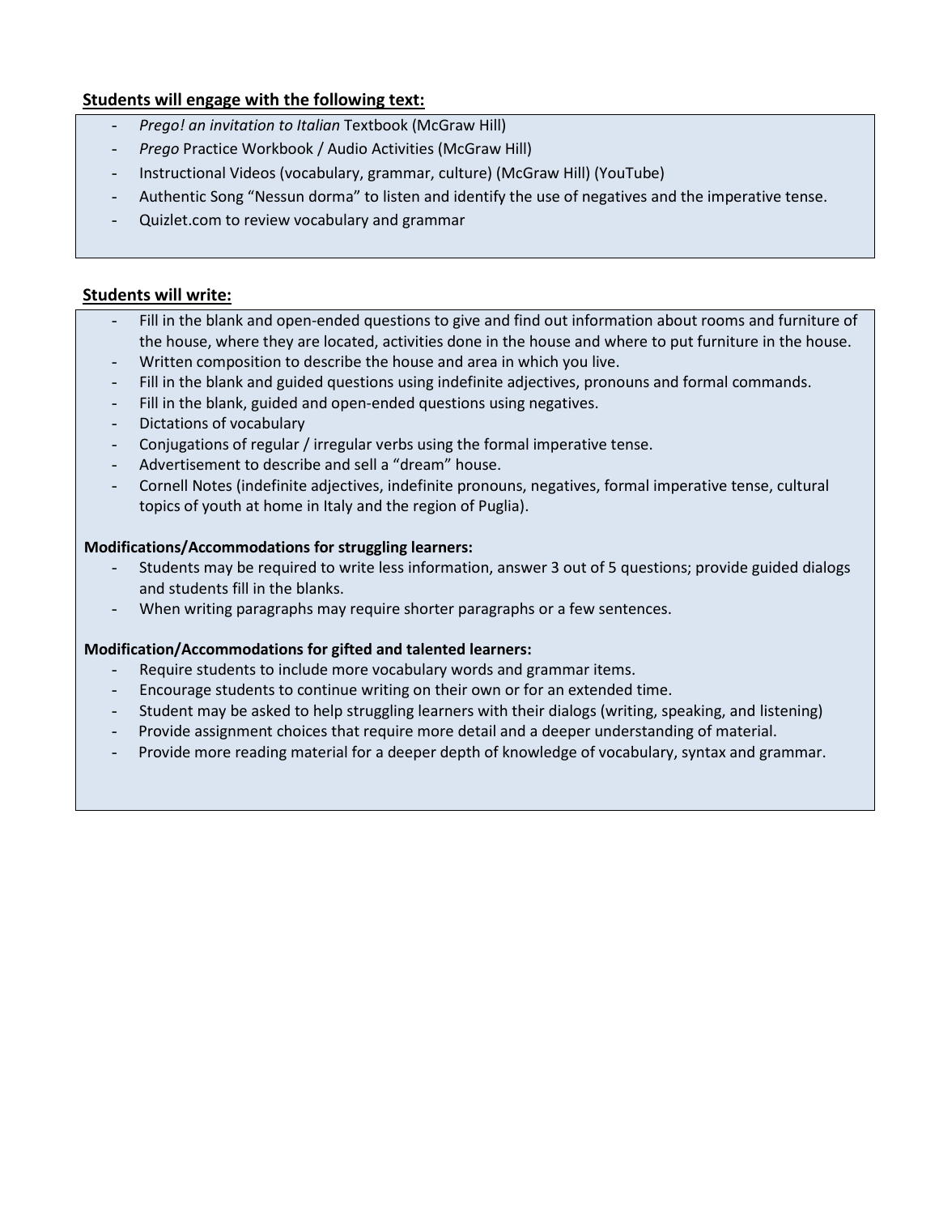**Students will engage with the following text:**

- *Prego! an invitation to Italian* Textbook (McGraw Hill)
- *Prego* Practice Workbook / Audio Activities (McGraw Hill)
- Instructional Videos (vocabulary, grammar, culture) (McGraw Hill) (YouTube)
- Authentic Song "Nessun dorma" to listen and identify the use of negatives and the imperative tense.
- Quizlet.com to review vocabulary and grammar

**Students will write:**

- Fill in the blank and open-ended questions to give and find out information about rooms and furniture of the house, where they are located, activities done in the house and where to put furniture in the house.
- Written composition to describe the house and area in which you live.
- Fill in the blank and guided questions using indefinite adjectives, pronouns and formal commands.
- Fill in the blank, guided and open-ended questions using negatives.
- Dictations of vocabulary
- Conjugations of regular / irregular verbs using the formal imperative tense.
- Advertisement to describe and sell a "dream" house.
- Cornell Notes (indefinite adjectives, indefinite pronouns, negatives, formal imperative tense, cultural topics of youth at home in Italy and the region of Puglia).

**Modifications/Accommodations for struggling learners:**

- Students may be required to write less information, answer 3 out of 5 questions; provide guided dialogs and students fill in the blanks.
- When writing paragraphs may require shorter paragraphs or a few sentences.

**Modification/Accommodations for gifted and talented learners:**

- Require students to include more vocabulary words and grammar items.
- Encourage students to continue writing on their own or for an extended time.
- Student may be asked to help struggling learners with their dialogs (writing, speaking, and listening)
- Provide assignment choices that require more detail and a deeper understanding of material.
- Provide more reading material for a deeper depth of knowledge of vocabulary, syntax and grammar.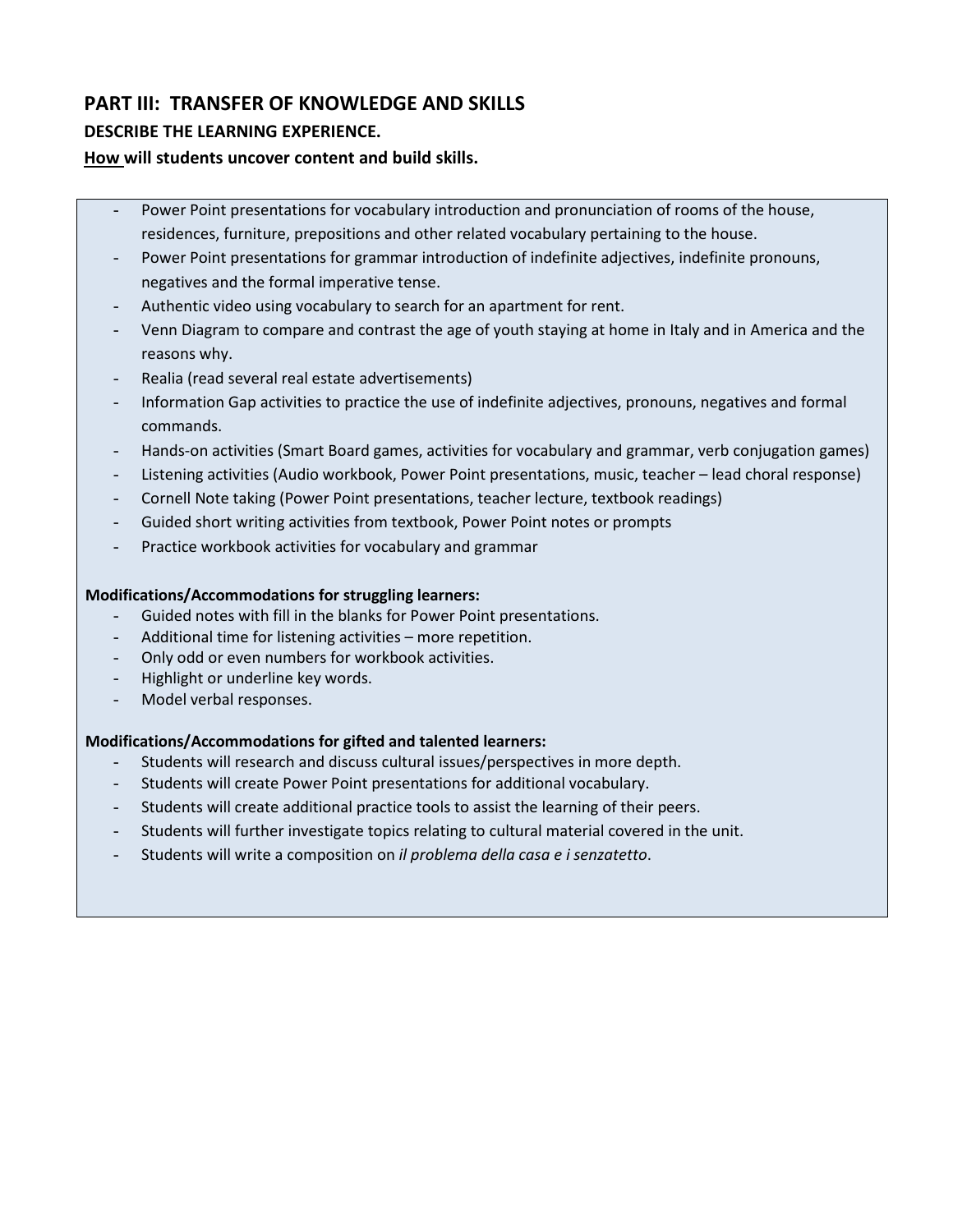## PART III: TRANSFER OF KNOWLEDGE AND SKILLS

**DESCRIBE THE LEARNING EXPERIENCE.**

**How will students uncover content and build skills.**

- Power Point presentations for vocabulary introduction and pronunciation of rooms of the house, residences, furniture, prepositions and other related vocabulary pertaining to the house.
- Power Point presentations for grammar introduction of indefinite adjectives, indefinite pronouns, negatives and the formal imperative tense.
- Authentic video using vocabulary to search for an apartment for rent.
- Venn Diagram to compare and contrast the age of youth staying at home in Italy and in America and the reasons why.
- Realia (read several real estate advertisements)
- Information Gap activities to practice the use of indefinite adjectives, pronouns, negatives and formal commands.
- Hands-on activities (Smart Board games, activities for vocabulary and grammar, verb conjugation games)
- Listening activities (Audio workbook, Power Point presentations, music, teacher – lead choral response)
- Cornell Note taking (Power Point presentations, teacher lecture, textbook readings)
- Guided short writing activities from textbook, Power Point notes or prompts
- Practice workbook activities for vocabulary and grammar

**Modifications/Accommodations for struggling learners:**

- Guided notes with fill in the blanks for Power Point presentations.
- Additional time for listening activities – more repetition.
- Only odd or even numbers for workbook activities.
- Highlight or underline key words.
- Model verbal responses.

**Modifications/Accommodations for gifted and talented learners:**

- Students will research and discuss cultural issues/perspectives in more depth.
- Students will create Power Point presentations for additional vocabulary.
- Students will create additional practice tools to assist the learning of their peers.
- Students will further investigate topics relating to cultural material covered in the unit.
- Students will write a composition on *il problema della casa e i senzatetto*.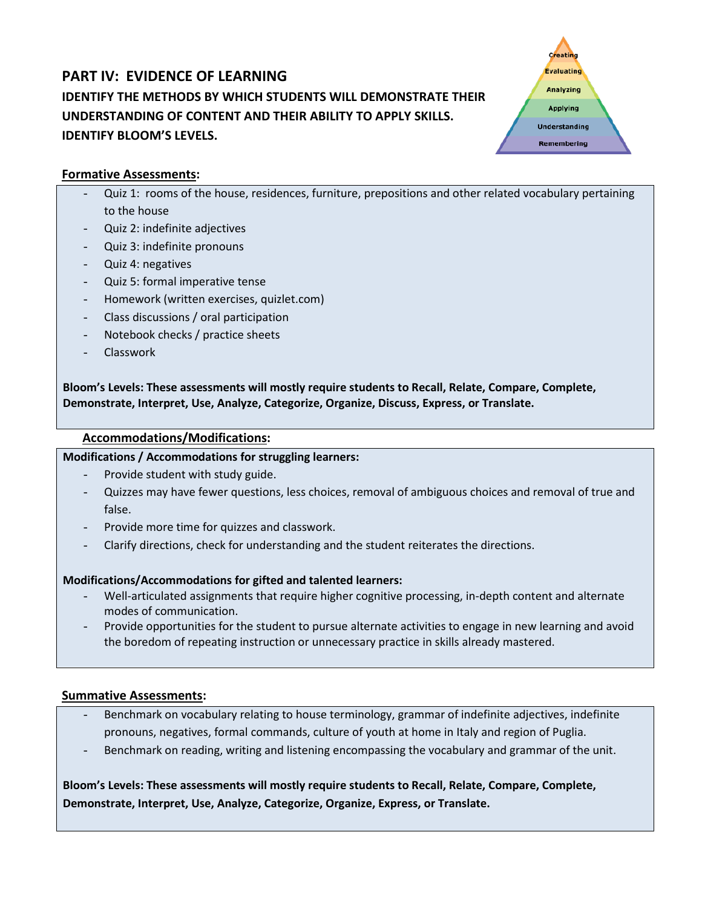## PART IV: EVIDENCE OF LEARNING

**IDENTIFY THE METHODS BY WHICH STUDENTS WILL DEMONSTRATE THEIR UNDERSTANDING OF CONTENT AND THEIR ABILITY TO APPLY SKILLS. IDENTIFY BLOOM'S LEVELS.**

**Formative Assessments:**

- Quiz 1: rooms of the house, residences, furniture, prepositions and other related vocabulary pertaining to the house
- Quiz 2: indefinite adjectives
- Quiz 3: indefinite pronouns
- Quiz 4: negatives
- Quiz 5: formal imperative tense
- Homework (written exercises, quizlet.com)
- Class discussions / oral participation
- Notebook checks / practice sheets
- Classwork

**Bloom's Levels: These assessments will mostly require students to Recall, Relate, Compare, Complete, Demonstrate, Interpret, Use, Analyze, Categorize, Organize, Discuss, Express, or Translate.**

**Accommodations/Modifications:**

**Modifications / Accommodations for struggling learners:**

- Provide student with study guide.
- Quizzes may have fewer questions, less choices, removal of ambiguous choices and removal of true and false.
- Provide more time for quizzes and classwork.
- Clarify directions, check for understanding and the student reiterates the directions.

**Modifications/Accommodations for gifted and talented learners:**

- Well-articulated assignments that require higher cognitive processing, in-depth content and alternate modes of communication.
- Provide opportunities for the student to pursue alternate activities to engage in new learning and avoid the boredom of repeating instruction or unnecessary practice in skills already mastered.

**Summative Assessments:**

- Benchmark on vocabulary relating to house terminology, grammar of indefinite adjectives, indefinite pronouns, negatives, formal commands, culture of youth at home in Italy and region of Puglia.
- Benchmark on reading, writing and listening encompassing the vocabulary and grammar of the unit.

**Bloom's Levels: These assessments will mostly require students to Recall, Relate, Compare, Complete, Demonstrate, Interpret, Use, Analyze, Categorize, Organize, Express, or Translate.**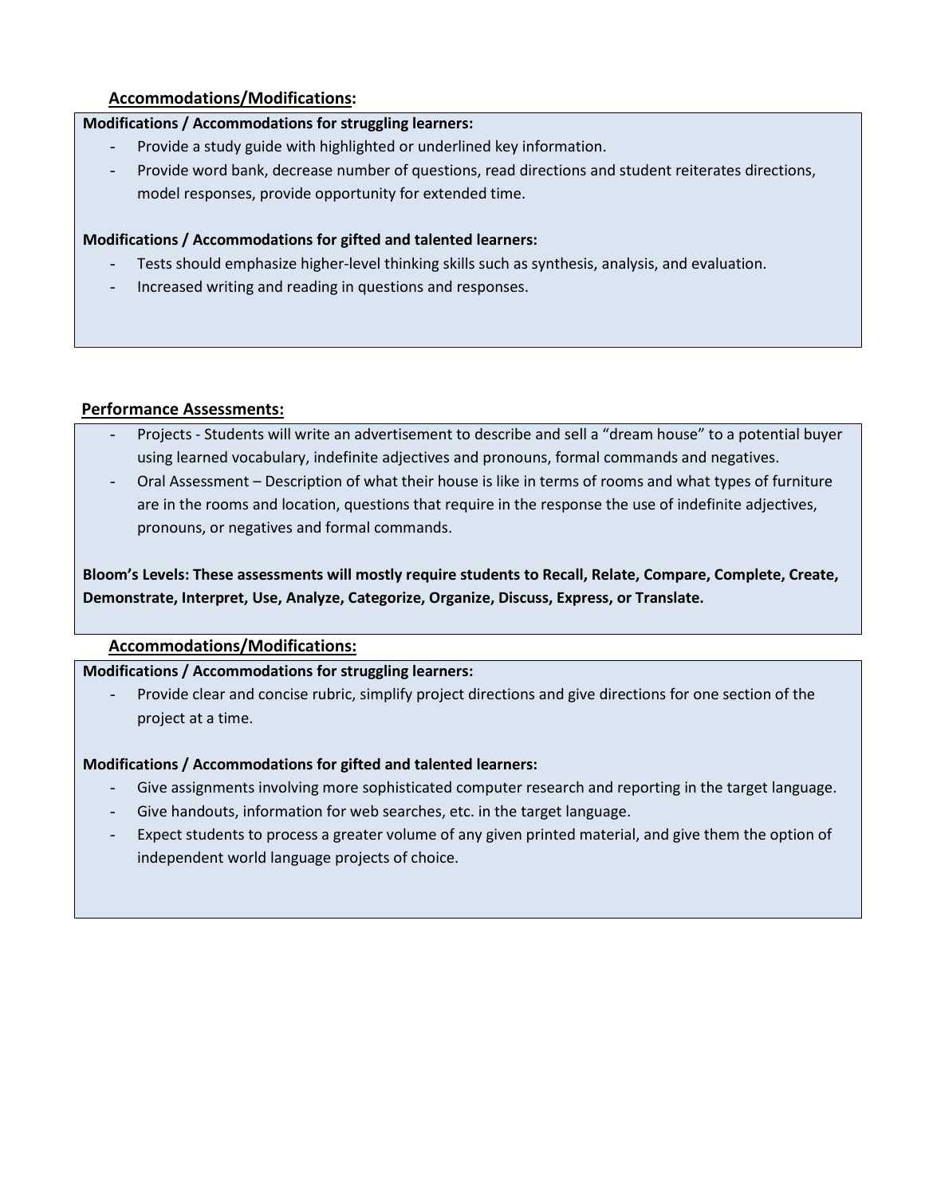## Accommodations/Modifications:

**Modifications / Accommodations for struggling learners:**

- Provide a study guide with highlighted or underlined key information.
- Provide word bank, decrease number of questions, read directions and student reiterates directions, model responses, provide opportunity for extended time.

**Modifications / Accommodations for gifted and talented learners:**

- Tests should emphasize higher-level thinking skills such as synthesis, analysis, and evaluation.
- Increased writing and reading in questions and responses.

## Performance Assessments:

- Projects - Students will write an advertisement to describe and sell a "dream house" to a potential buyer using learned vocabulary, indefinite adjectives and pronouns, formal commands and negatives.
- Oral Assessment – Description of what their house is like in terms of rooms and what types of furniture are in the rooms and location, questions that require in the response the use of indefinite adjectives, pronouns, or negatives and formal commands.

**Bloom's Levels: These assessments will mostly require students to Recall, Relate, Compare, Complete, Create, Demonstrate, Interpret, Use, Analyze, Categorize, Organize, Discuss, Express, or Translate.**

## Accommodations/Modifications:

**Modifications / Accommodations for struggling learners:**

- Provide clear and concise rubric, simplify project directions and give directions for one section of the project at a time.

**Modifications / Accommodations for gifted and talented learners:**

- Give assignments involving more sophisticated computer research and reporting in the target language.
- Give handouts, information for web searches, etc. in the target language.
- Expect students to process a greater volume of any given printed material, and give them the option of independent world language projects of choice.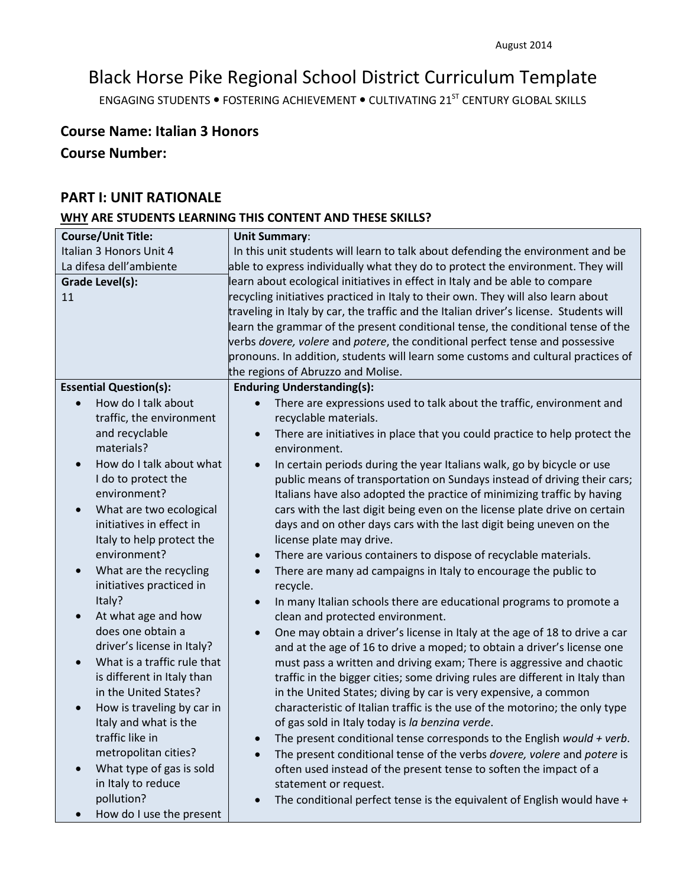August 2014

# Black Horse Pike Regional School District Curriculum Template

ENGAGING STUDENTS • FOSTERING ACHIEVEMENT • CULTIVATING 21ST CENTURY GLOBAL SKILLS

## Course Name: Italian 3 Honors

## Course Number:

## PART I: UNIT RATIONALE

### WHY ARE STUDENTS LEARNING THIS CONTENT AND THESE SKILLS?

| **Course/Unit Title:**<br>Italian 3 Honors Unit 4<br>La difesa dell'ambiente<br><br>**Grade Level(s):**<br>11 | **Unit Summary**:<br>In this unit students will learn to talk about defending the environment and be able to express individually what they do to protect the environment. They will learn about ecological initiatives in effect in Italy and be able to compare recycling initiatives practiced in Italy to their own. They will also learn about traveling in Italy by car, the traffic and the Italian driver's license. Students will learn the grammar of the present conditional tense, the conditional tense of the verbs *dovere, volere* and *potere*, the conditional perfect tense and possessive pronouns. In addition, students will learn some customs and cultural practices of the regions of Abruzzo and Molise. |
|---|---|
| **Essential Question(s):**<br>• How do I talk about traffic, the environment and recyclable materials?<br>• How do I talk about what I do to protect the environment?<br>• What are two ecological initiatives in effect in Italy to help protect the environment?<br>• What are the recycling initiatives practiced in Italy?<br>• At what age and how does one obtain a driver's license in Italy?<br>• What is a traffic rule that is different in Italy than in the United States?<br>• How is traveling by car in Italy and what is the traffic like in metropolitan cities?<br>• What type of gas is sold in Italy to reduce pollution?<br>• How do I use the present | **Enduring Understanding(s):**<br>• There are expressions used to talk about the traffic, environment and recyclable materials.<br>• There are initiatives in place that you could practice to help protect the environment.<br>• In certain periods during the year Italians walk, go by bicycle or use public means of transportation on Sundays instead of driving their cars; Italians have also adopted the practice of minimizing traffic by having cars with the last digit being even on the license plate drive on certain days and on other days cars with the last digit being uneven on the license plate may drive.<br>• There are various containers to dispose of recyclable materials.<br>• There are many ad campaigns in Italy to encourage the public to recycle.<br>• In many Italian schools there are educational programs to promote a clean and protected environment.<br>• One may obtain a driver's license in Italy at the age of 18 to drive a car and at the age of 16 to drive a moped; to obtain a driver's license one must pass a written and driving exam; There is aggressive and chaotic traffic in the bigger cities; some driving rules are different in Italy than in the United States; diving by car is very expensive, a common characteristic of Italian traffic is the use of the motorino; the only type of gas sold in Italy today is *la benzina verde*.<br>• The present conditional tense corresponds to the English *would + verb*.<br>• The present conditional tense of the verbs *dovere, volere* and *potere* is often used instead of the present tense to soften the impact of a statement or request.<br>• The conditional perfect tense is the equivalent of English would have + |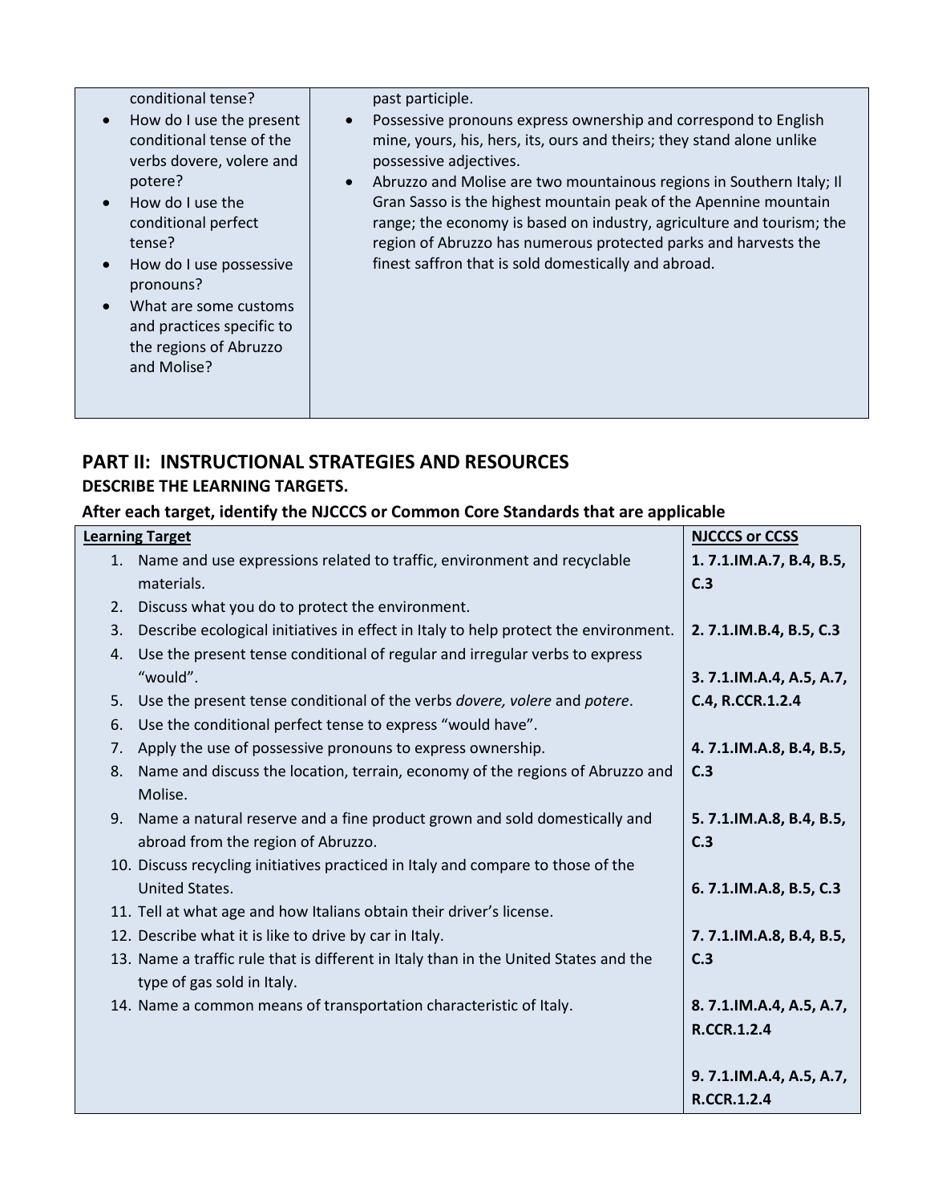| | |
|---|---|
| conditional tense?<br>• How do I use the present conditional tense of the verbs dovere, volere and potere?<br>• How do I use the conditional perfect tense?<br>• How do I use possessive pronouns?<br>• What are some customs and practices specific to the regions of Abruzzo and Molise? | past participle.<br>• Possessive pronouns express ownership and correspond to English mine, yours, his, hers, its, ours and theirs; they stand alone unlike possessive adjectives.<br>• Abruzzo and Molise are two mountainous regions in Southern Italy; Il Gran Sasso is the highest mountain peak of the Apennine mountain range; the economy is based on industry, agriculture and tourism; the region of Abruzzo has numerous protected parks and harvests the finest saffron that is sold domestically and abroad. |

## PART II: INSTRUCTIONAL STRATEGIES AND RESOURCES

### DESCRIBE THE LEARNING TARGETS.

**After each target, identify the NJCCCS or Common Core Standards that are applicable**

| Learning Target | NJCCCS or CCSS |
|---|---|
| 1. Name and use expressions related to traffic, environment and recyclable materials.<br>2. Discuss what you do to protect the environment.<br>3. Describe ecological initiatives in effect in Italy to help protect the environment.<br>4. Use the present tense conditional of regular and irregular verbs to express "would".<br>5. Use the present tense conditional of the verbs *dovere, volere* and *potere*.<br>6. Use the conditional perfect tense to express "would have".<br>7. Apply the use of possessive pronouns to express ownership.<br>8. Name and discuss the location, terrain, economy of the regions of Abruzzo and Molise.<br>9. Name a natural reserve and a fine product grown and sold domestically and abroad from the region of Abruzzo.<br>10. Discuss recycling initiatives practiced in Italy and compare to those of the United States.<br>11. Tell at what age and how Italians obtain their driver's license.<br>12. Describe what it is like to drive by car in Italy.<br>13. Name a traffic rule that is different in Italy than in the United States and the type of gas sold in Italy.<br>14. Name a common means of transportation characteristic of Italy. | **1. 7.1.IM.A.7, B.4, B.5, C.3**<br>**2. 7.1.IM.B.4, B.5, C.3**<br>**3. 7.1.IM.A.4, A.5, A.7, C.4, R.CCR.1.2.4**<br>**4. 7.1.IM.A.8, B.4, B.5, C.3**<br>**5. 7.1.IM.A.8, B.4, B.5, C.3**<br>**6. 7.1.IM.A.8, B.5, C.3**<br>**7. 7.1.IM.A.8, B.4, B.5, C.3**<br>**8. 7.1.IM.A.4, A.5, A.7, R.CCR.1.2.4**<br>**9. 7.1.IM.A.4, A.5, A.7, R.CCR.1.2.4** |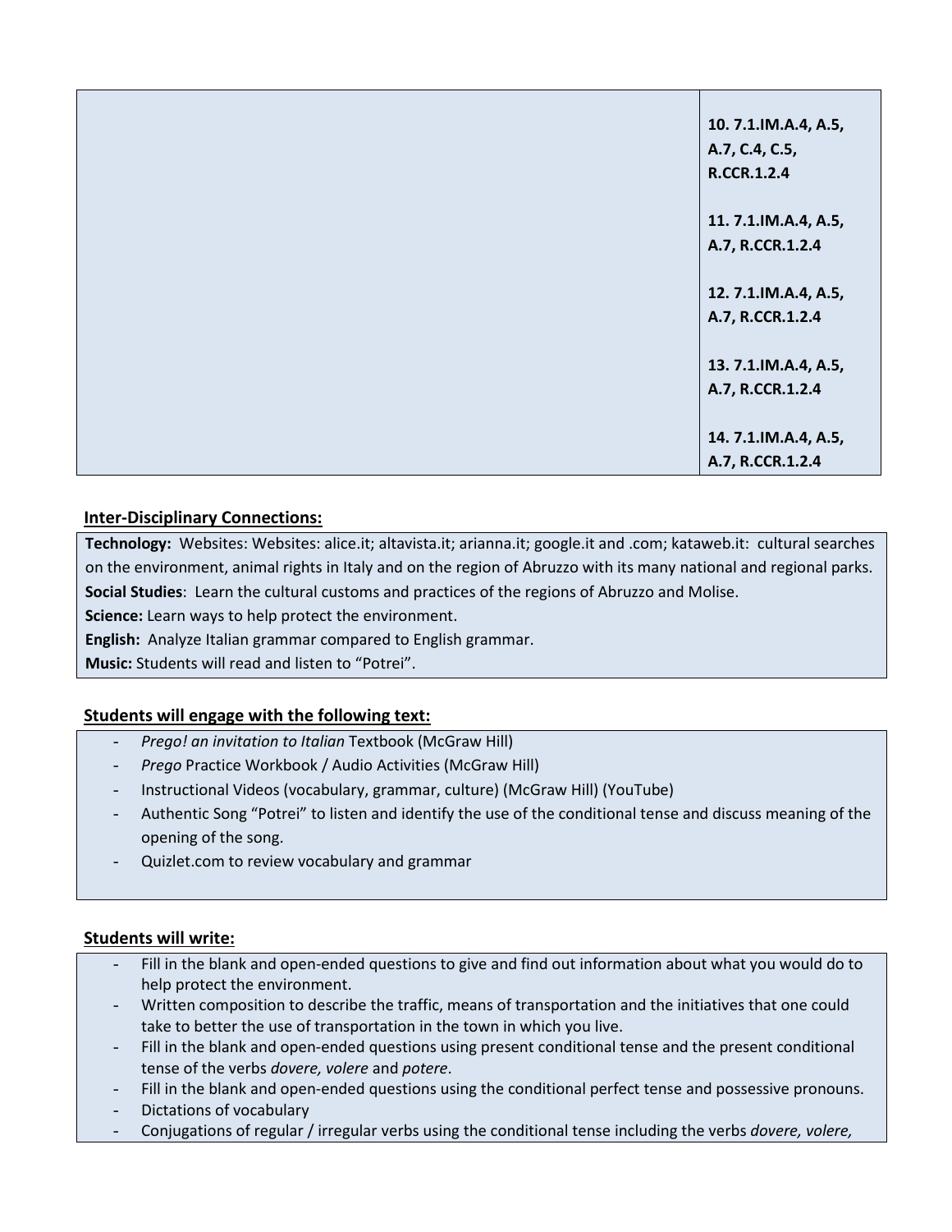| | |
|---|---|
| | **10. 7.1.IM.A.4, A.5, A.7, C.4, C.5, R.CCR.1.2.4**<br><br>**11. 7.1.IM.A.4, A.5, A.7, R.CCR.1.2.4**<br><br>**12. 7.1.IM.A.4, A.5, A.7, R.CCR.1.2.4**<br><br>**13. 7.1.IM.A.4, A.5, A.7, R.CCR.1.2.4**<br><br>**14. 7.1.IM.A.4, A.5, A.7, R.CCR.1.2.4** |

**Inter-Disciplinary Connections:**

**Technology:** Websites: Websites: alice.it; altavista.it; arianna.it; google.it and .com; kataweb.it: cultural searches on the environment, animal rights in Italy and on the region of Abruzzo with its many national and regional parks.
**Social Studies**: Learn the cultural customs and practices of the regions of Abruzzo and Molise.
**Science:** Learn ways to help protect the environment.
**English:** Analyze Italian grammar compared to English grammar.
**Music:** Students will read and listen to "Potrei".

**Students will engage with the following text:**

- *Prego! an invitation to Italian* Textbook (McGraw Hill)
- *Prego* Practice Workbook / Audio Activities (McGraw Hill)
- Instructional Videos (vocabulary, grammar, culture) (McGraw Hill) (YouTube)
- Authentic Song "Potrei" to listen and identify the use of the conditional tense and discuss meaning of the opening of the song.
- Quizlet.com to review vocabulary and grammar

**Students will write:**

- Fill in the blank and open-ended questions to give and find out information about what you would do to help protect the environment.
- Written composition to describe the traffic, means of transportation and the initiatives that one could take to better the use of transportation in the town in which you live.
- Fill in the blank and open-ended questions using present conditional tense and the present conditional tense of the verbs *dovere, volere* and *potere*.
- Fill in the blank and open-ended questions using the conditional perfect tense and possessive pronouns.
- Dictations of vocabulary
- Conjugations of regular / irregular verbs using the conditional tense including the verbs *dovere, volere,*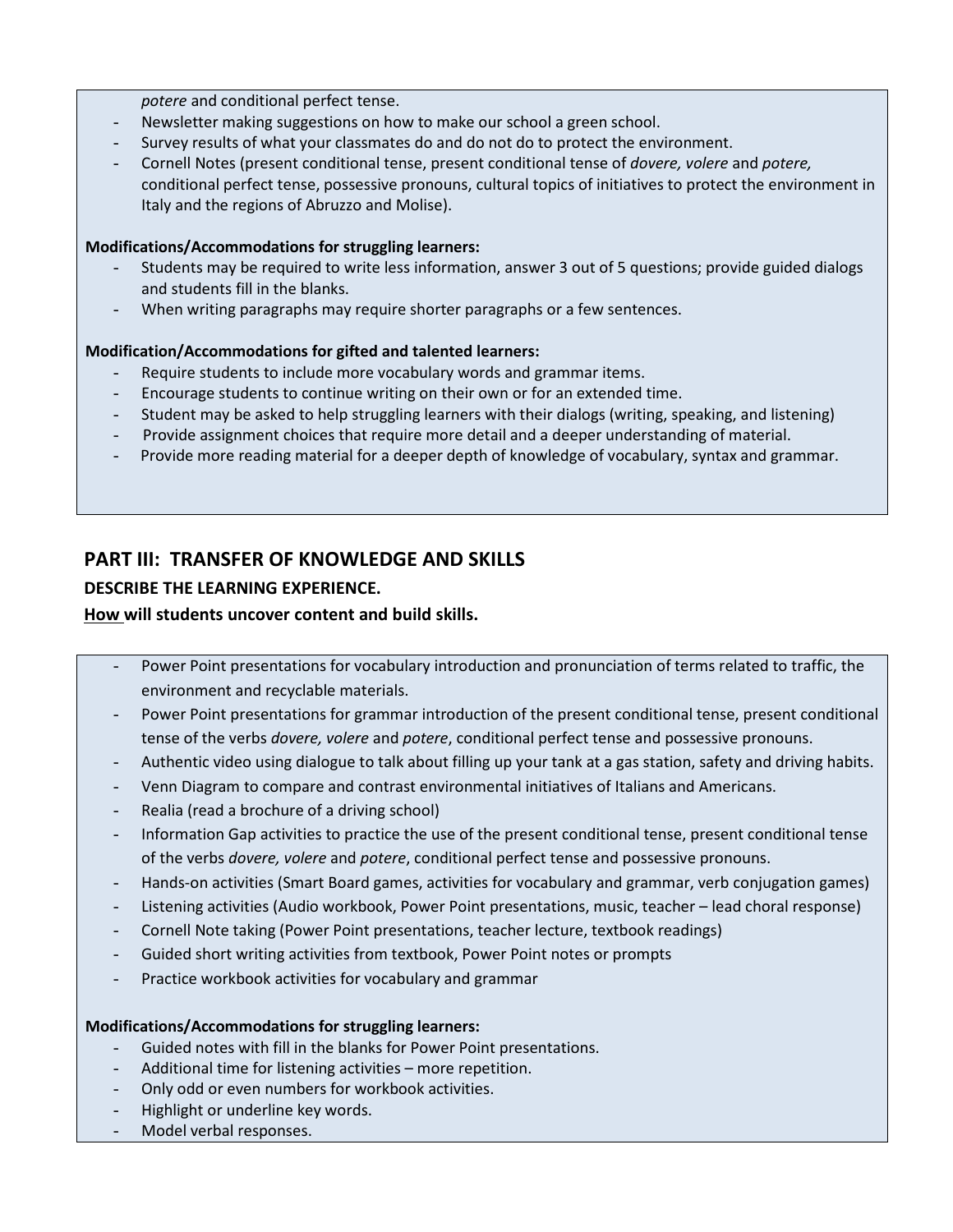*potere* and conditional perfect tense.

- Newsletter making suggestions on how to make our school a green school.
- Survey results of what your classmates do and do not do to protect the environment.
- Cornell Notes (present conditional tense, present conditional tense of *dovere, volere* and *potere,* conditional perfect tense, possessive pronouns, cultural topics of initiatives to protect the environment in Italy and the regions of Abruzzo and Molise).

**Modifications/Accommodations for struggling learners:**

- Students may be required to write less information, answer 3 out of 5 questions; provide guided dialogs and students fill in the blanks.
- When writing paragraphs may require shorter paragraphs or a few sentences.

**Modification/Accommodations for gifted and talented learners:**

- Require students to include more vocabulary words and grammar items.
- Encourage students to continue writing on their own or for an extended time.
- Student may be asked to help struggling learners with their dialogs (writing, speaking, and listening)
- Provide assignment choices that require more detail and a deeper understanding of material.
- Provide more reading material for a deeper depth of knowledge of vocabulary, syntax and grammar.

## PART III: TRANSFER OF KNOWLEDGE AND SKILLS

**DESCRIBE THE LEARNING EXPERIENCE.**

**How will students uncover content and build skills.**

- Power Point presentations for vocabulary introduction and pronunciation of terms related to traffic, the environment and recyclable materials.
- Power Point presentations for grammar introduction of the present conditional tense, present conditional tense of the verbs *dovere, volere* and *potere*, conditional perfect tense and possessive pronouns.
- Authentic video using dialogue to talk about filling up your tank at a gas station, safety and driving habits.
- Venn Diagram to compare and contrast environmental initiatives of Italians and Americans.
- Realia (read a brochure of a driving school)
- Information Gap activities to practice the use of the present conditional tense, present conditional tense of the verbs *dovere, volere* and *potere*, conditional perfect tense and possessive pronouns.
- Hands-on activities (Smart Board games, activities for vocabulary and grammar, verb conjugation games)
- Listening activities (Audio workbook, Power Point presentations, music, teacher – lead choral response)
- Cornell Note taking (Power Point presentations, teacher lecture, textbook readings)
- Guided short writing activities from textbook, Power Point notes or prompts
- Practice workbook activities for vocabulary and grammar

**Modifications/Accommodations for struggling learners:**

- Guided notes with fill in the blanks for Power Point presentations.
- Additional time for listening activities – more repetition.
- Only odd or even numbers for workbook activities.
- Highlight or underline key words.
- Model verbal responses.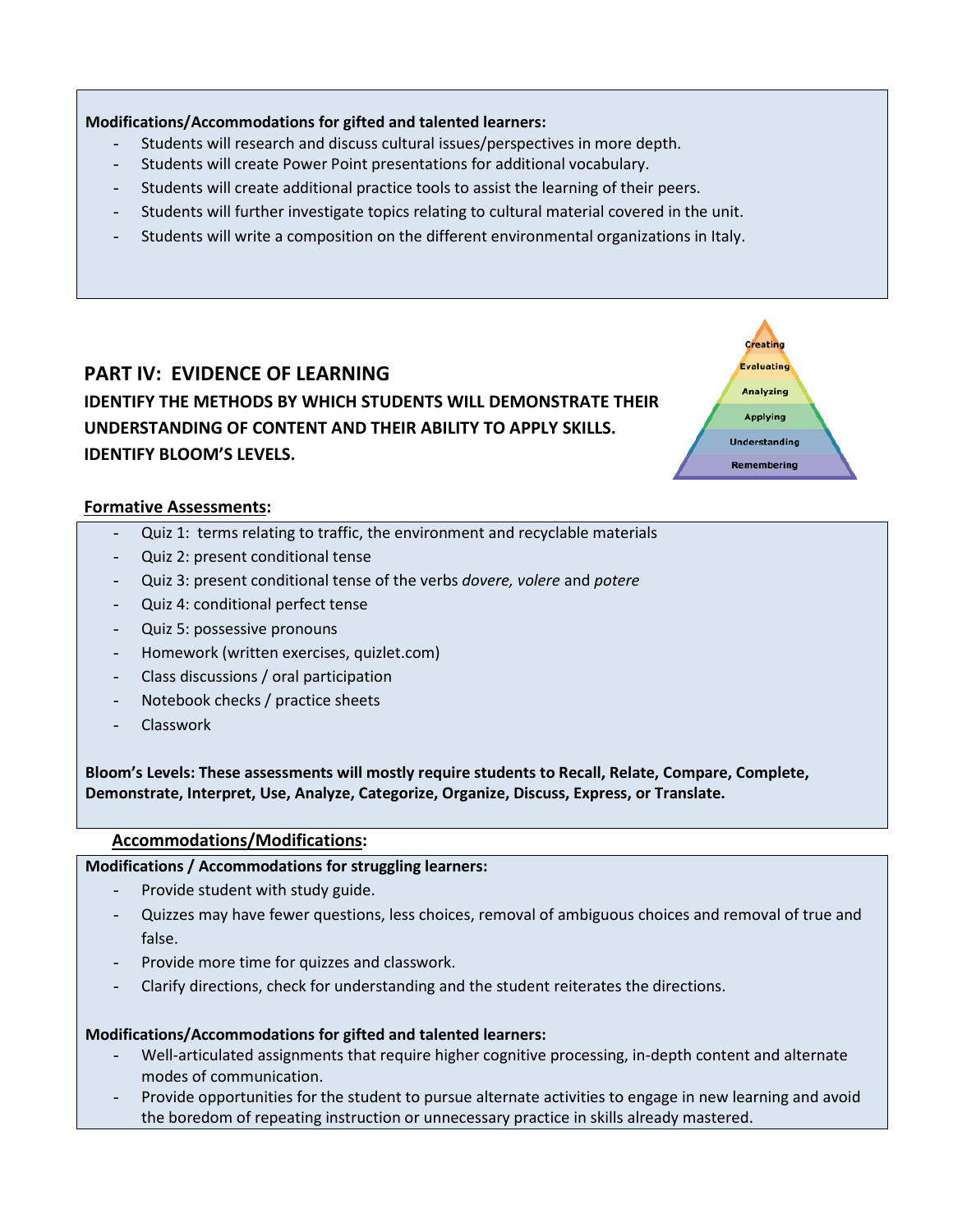**Modifications/Accommodations for gifted and talented learners:**

- Students will research and discuss cultural issues/perspectives in more depth.
- Students will create Power Point presentations for additional vocabulary.
- Students will create additional practice tools to assist the learning of their peers.
- Students will further investigate topics relating to cultural material covered in the unit.
- Students will write a composition on the different environmental organizations in Italy.

## PART IV: EVIDENCE OF LEARNING

**IDENTIFY THE METHODS BY WHICH STUDENTS WILL DEMONSTRATE THEIR UNDERSTANDING OF CONTENT AND THEIR ABILITY TO APPLY SKILLS. IDENTIFY BLOOM'S LEVELS.**

Creating
Evaluating
Analyzing
Applying
Understanding
Remembering

**Formative Assessments:**

- Quiz 1: terms relating to traffic, the environment and recyclable materials
- Quiz 2: present conditional tense
- Quiz 3: present conditional tense of the verbs *dovere, volere* and *potere*
- Quiz 4: conditional perfect tense
- Quiz 5: possessive pronouns
- Homework (written exercises, quizlet.com)
- Class discussions / oral participation
- Notebook checks / practice sheets
- Classwork

**Bloom's Levels: These assessments will mostly require students to Recall, Relate, Compare, Complete, Demonstrate, Interpret, Use, Analyze, Categorize, Organize, Discuss, Express, or Translate.**

**Accommodations/Modifications:**

**Modifications / Accommodations for struggling learners:**

- Provide student with study guide.
- Quizzes may have fewer questions, less choices, removal of ambiguous choices and removal of true and false.
- Provide more time for quizzes and classwork.
- Clarify directions, check for understanding and the student reiterates the directions.

**Modifications/Accommodations for gifted and talented learners:**

- Well-articulated assignments that require higher cognitive processing, in-depth content and alternate modes of communication.
- Provide opportunities for the student to pursue alternate activities to engage in new learning and avoid the boredom of repeating instruction or unnecessary practice in skills already mastered.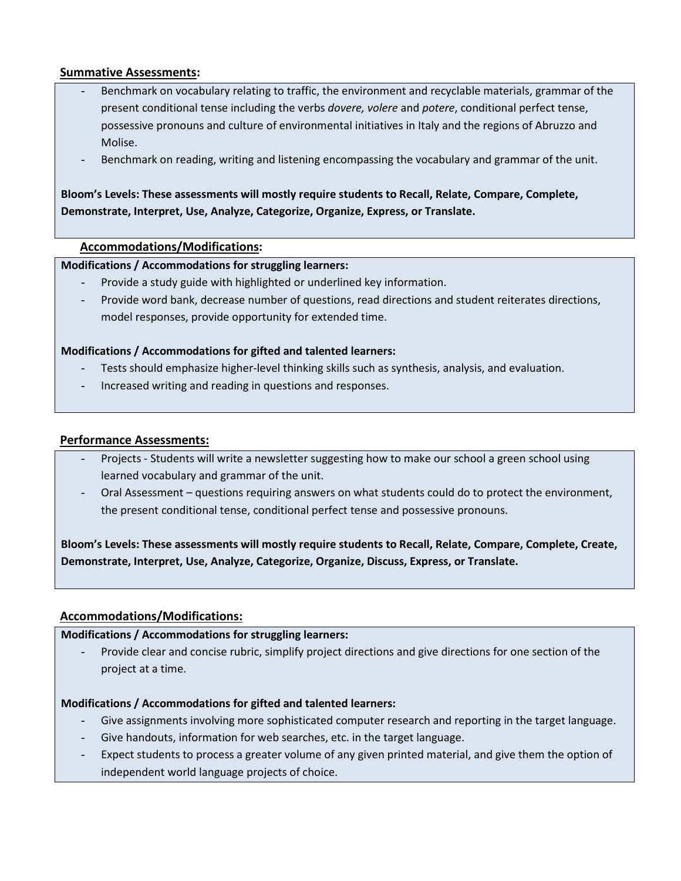**Summative Assessments:**

- Benchmark on vocabulary relating to traffic, the environment and recyclable materials, grammar of the present conditional tense including the verbs *dovere, volere* and *potere*, conditional perfect tense, possessive pronouns and culture of environmental initiatives in Italy and the regions of Abruzzo and Molise.
- Benchmark on reading, writing and listening encompassing the vocabulary and grammar of the unit.

**Bloom's Levels: These assessments will mostly require students to Recall, Relate, Compare, Complete, Demonstrate, Interpret, Use, Analyze, Categorize, Organize, Express, or Translate.**

**Accommodations/Modifications:**

**Modifications / Accommodations for struggling learners:**

- Provide a study guide with highlighted or underlined key information.
- Provide word bank, decrease number of questions, read directions and student reiterates directions, model responses, provide opportunity for extended time.

**Modifications / Accommodations for gifted and talented learners:**

- Tests should emphasize higher-level thinking skills such as synthesis, analysis, and evaluation.
- Increased writing and reading in questions and responses.

**Performance Assessments:**

- Projects - Students will write a newsletter suggesting how to make our school a green school using learned vocabulary and grammar of the unit.
- Oral Assessment – questions requiring answers on what students could do to protect the environment, the present conditional tense, conditional perfect tense and possessive pronouns.

**Bloom's Levels: These assessments will mostly require students to Recall, Relate, Compare, Complete, Create, Demonstrate, Interpret, Use, Analyze, Categorize, Organize, Discuss, Express, or Translate.**

**Accommodations/Modifications:**

**Modifications / Accommodations for struggling learners:**

- Provide clear and concise rubric, simplify project directions and give directions for one section of the project at a time.

**Modifications / Accommodations for gifted and talented learners:**

- Give assignments involving more sophisticated computer research and reporting in the target language.
- Give handouts, information for web searches, etc. in the target language.
- Expect students to process a greater volume of any given printed material, and give them the option of independent world language projects of choice.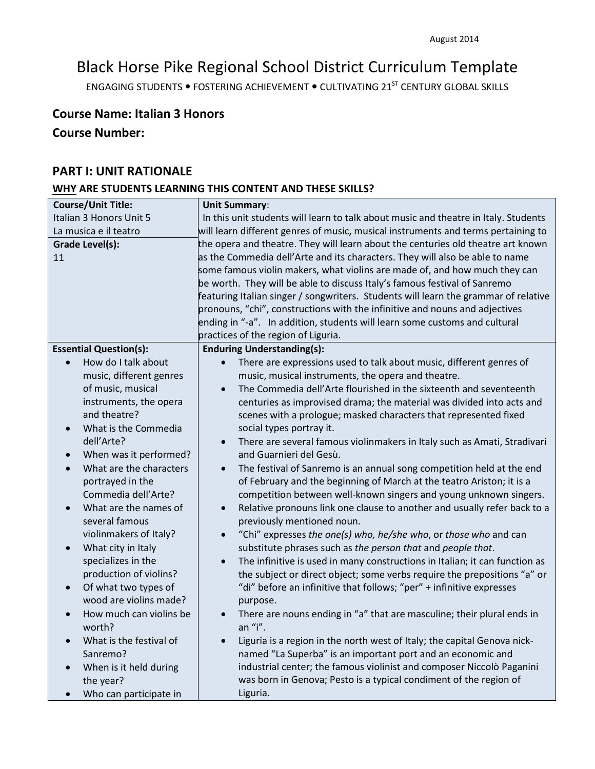August 2014

# Black Horse Pike Regional School District Curriculum Template

ENGAGING STUDENTS • FOSTERING ACHIEVEMENT • CULTIVATING 21ST CENTURY GLOBAL SKILLS

## Course Name: Italian 3 Honors

## Course Number:

## PART I: UNIT RATIONALE

### WHY ARE STUDENTS LEARNING THIS CONTENT AND THESE SKILLS?

| **Course/Unit Title:**<br>Italian 3 Honors Unit 5<br>La musica e il teatro<br>**Grade Level(s):**<br>11 | **Unit Summary**:<br>In this unit students will learn to talk about music and theatre in Italy. Students will learn different genres of music, musical instruments and terms pertaining to the opera and theatre. They will learn about the centuries old theatre art known as the Commedia dell'Arte and its characters. They will also be able to name some famous violin makers, what violins are made of, and how much they can be worth. They will be able to discuss Italy's famous festival of Sanremo featuring Italian singer / songwriters. Students will learn the grammar of relative pronouns, "chi", constructions with the infinitive and nouns and adjectives ending in "-a". In addition, students will learn some customs and cultural practices of the region of Liguria. |
|---|---|
| **Essential Question(s):**<br>• How do I talk about music, different genres of music, musical instruments, the opera and theatre?<br>• What is the Commedia dell'Arte?<br>• When was it performed?<br>• What are the characters portrayed in the Commedia dell'Arte?<br>• What are the names of several famous violinmakers of Italy?<br>• What city in Italy specializes in the production of violins?<br>• Of what two types of wood are violins made?<br>• How much can violins be worth?<br>• What is the festival of Sanremo?<br>• When is it held during the year?<br>• Who can participate in | **Enduring Understanding(s):**<br>• There are expressions used to talk about music, different genres of music, musical instruments, the opera and theatre.<br>• The Commedia dell'Arte flourished in the sixteenth and seventeenth centuries as improvised drama; the material was divided into acts and scenes with a prologue; masked characters that represented fixed social types portray it.<br>• There are several famous violinmakers in Italy such as Amati, Stradivari and Guarnieri del Gesù.<br>• The festival of Sanremo is an annual song competition held at the end of February and the beginning of March at the teatro Ariston; it is a competition between well-known singers and young unknown singers.<br>• Relative pronouns link one clause to another and usually refer back to a previously mentioned noun.<br>• "Chi" expresses *the one(s) who, he/she who*, or *those who* and can substitute phrases such as *the person that* and *people that*.<br>• The infinitive is used in many constructions in Italian; it can function as the subject or direct object; some verbs require the prepositions "a" or "di" before an infinitive that follows; "per" + infinitive expresses purpose.<br>• There are nouns ending in "a" that are masculine; their plural ends in an "i".<br>• Liguria is a region in the north west of Italy; the capital Genova nick-named "La Superba" is an important port and an economic and industrial center; the famous violinist and composer Niccolò Paganini was born in Genova; Pesto is a typical condiment of the region of Liguria. |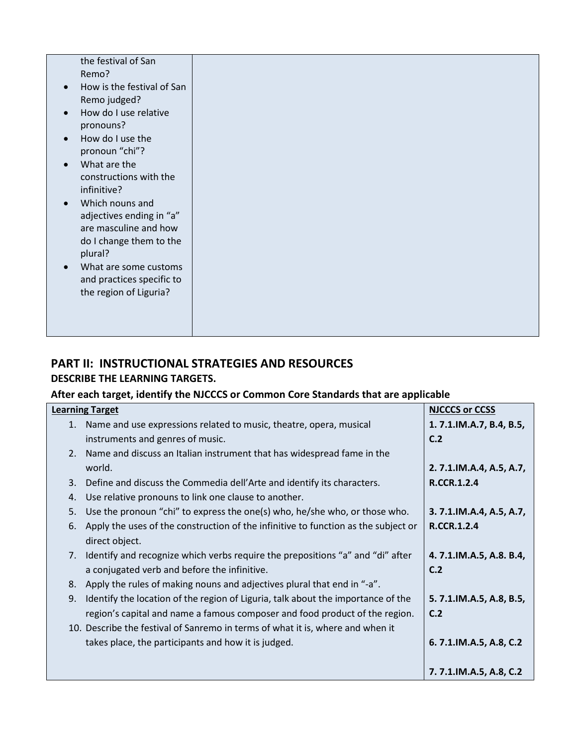| | |
|---|---|
| the festival of San Remo?<br>• How is the festival of San Remo judged?<br>• How do I use relative pronouns?<br>• How do I use the pronoun "chi"?<br>• What are the constructions with the infinitive?<br>• Which nouns and adjectives ending in "a" are masculine and how do I change them to the plural?<br>• What are some customs and practices specific to the region of Liguria? | |

## PART II: INSTRUCTIONAL STRATEGIES AND RESOURCES

### DESCRIBE THE LEARNING TARGETS.

### After each target, identify the NJCCCS or Common Core Standards that are applicable

| Learning Target | NJCCCS or CCSS |
|---|---|
| 1. Name and use expressions related to music, theatre, opera, musical instruments and genres of music.<br>2. Name and discuss an Italian instrument that has widespread fame in the world.<br>3. Define and discuss the Commedia dell'Arte and identify its characters.<br>4. Use relative pronouns to link one clause to another.<br>5. Use the pronoun "chi" to express the one(s) who, he/she who, or those who.<br>6. Apply the uses of the construction of the infinitive to function as the subject or direct object.<br>7. Identify and recognize which verbs require the prepositions "a" and "di" after a conjugated verb and before the infinitive.<br>8. Apply the rules of making nouns and adjectives plural that end in "-a".<br>9. Identify the location of the region of Liguria, talk about the importance of the region's capital and name a famous composer and food product of the region.<br>10. Describe the festival of Sanremo in terms of what it is, where and when it takes place, the participants and how it is judged. | **1. 7.1.IM.A.7, B.4, B.5, C.2**<br>**2. 7.1.IM.A.4, A.5, A.7, R.CCR.1.2.4**<br>**3. 7.1.IM.A.4, A.5, A.7, R.CCR.1.2.4**<br>**4. 7.1.IM.A.5, A.8. B.4, C.2**<br>**5. 7.1.IM.A.5, A.8, B.5, C.2**<br>**6. 7.1.IM.A.5, A.8, C.2**<br>**7. 7.1.IM.A.5, A.8, C.2** |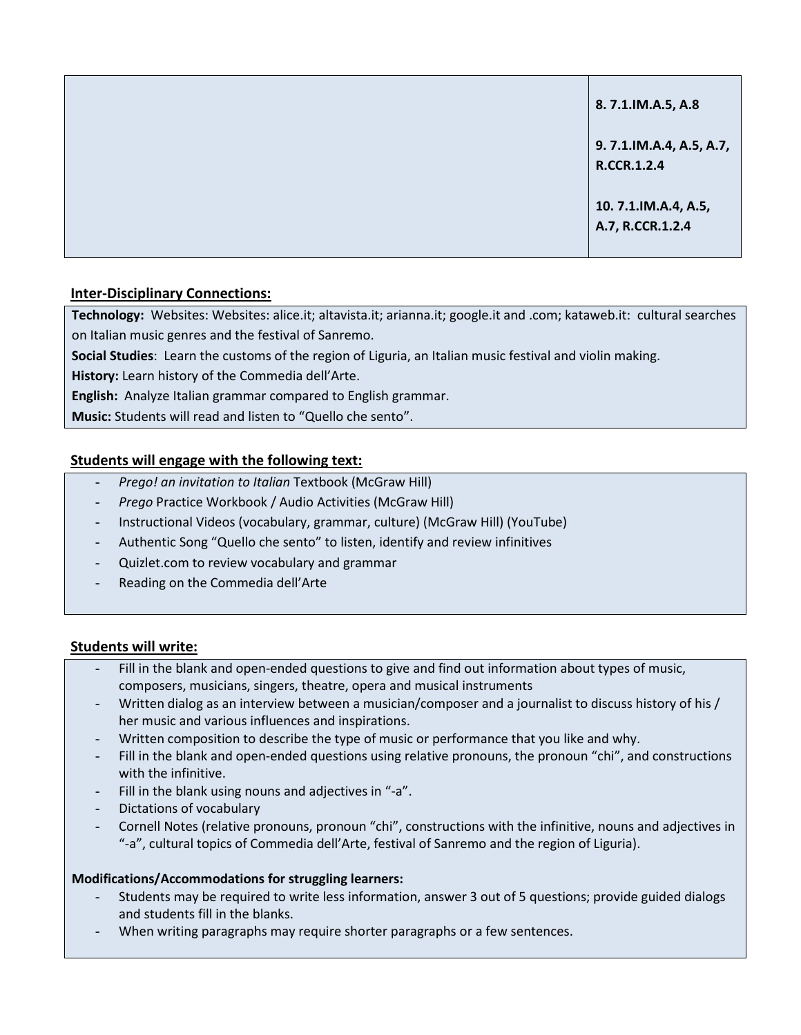| | |
|---|---|
| | **8. 7.1.IM.A.5, A.8**<br><br>**9. 7.1.IM.A.4, A.5, A.7, R.CCR.1.2.4**<br><br>**10. 7.1.IM.A.4, A.5, A.7, R.CCR.1.2.4** |

**Inter-Disciplinary Connections:**

**Technology:** Websites: Websites: alice.it; altavista.it; arianna.it; google.it and .com; kataweb.it: cultural searches on Italian music genres and the festival of Sanremo.
**Social Studies**: Learn the customs of the region of Liguria, an Italian music festival and violin making.
**History:** Learn history of the Commedia dell'Arte.
**English:** Analyze Italian grammar compared to English grammar.
**Music:** Students will read and listen to "Quello che sento".

**Students will engage with the following text:**

- *Prego! an invitation to Italian* Textbook (McGraw Hill)
- *Prego* Practice Workbook / Audio Activities (McGraw Hill)
- Instructional Videos (vocabulary, grammar, culture) (McGraw Hill) (YouTube)
- Authentic Song "Quello che sento" to listen, identify and review infinitives
- Quizlet.com to review vocabulary and grammar
- Reading on the Commedia dell'Arte

**Students will write:**

- Fill in the blank and open-ended questions to give and find out information about types of music, composers, musicians, singers, theatre, opera and musical instruments
- Written dialog as an interview between a musician/composer and a journalist to discuss history of his / her music and various influences and inspirations.
- Written composition to describe the type of music or performance that you like and why.
- Fill in the blank and open-ended questions using relative pronouns, the pronoun "chi", and constructions with the infinitive.
- Fill in the blank using nouns and adjectives in "-a".
- Dictations of vocabulary
- Cornell Notes (relative pronouns, pronoun "chi", constructions with the infinitive, nouns and adjectives in "-a", cultural topics of Commedia dell'Arte, festival of Sanremo and the region of Liguria).

**Modifications/Accommodations for struggling learners:**

- Students may be required to write less information, answer 3 out of 5 questions; provide guided dialogs and students fill in the blanks.
- When writing paragraphs may require shorter paragraphs or a few sentences.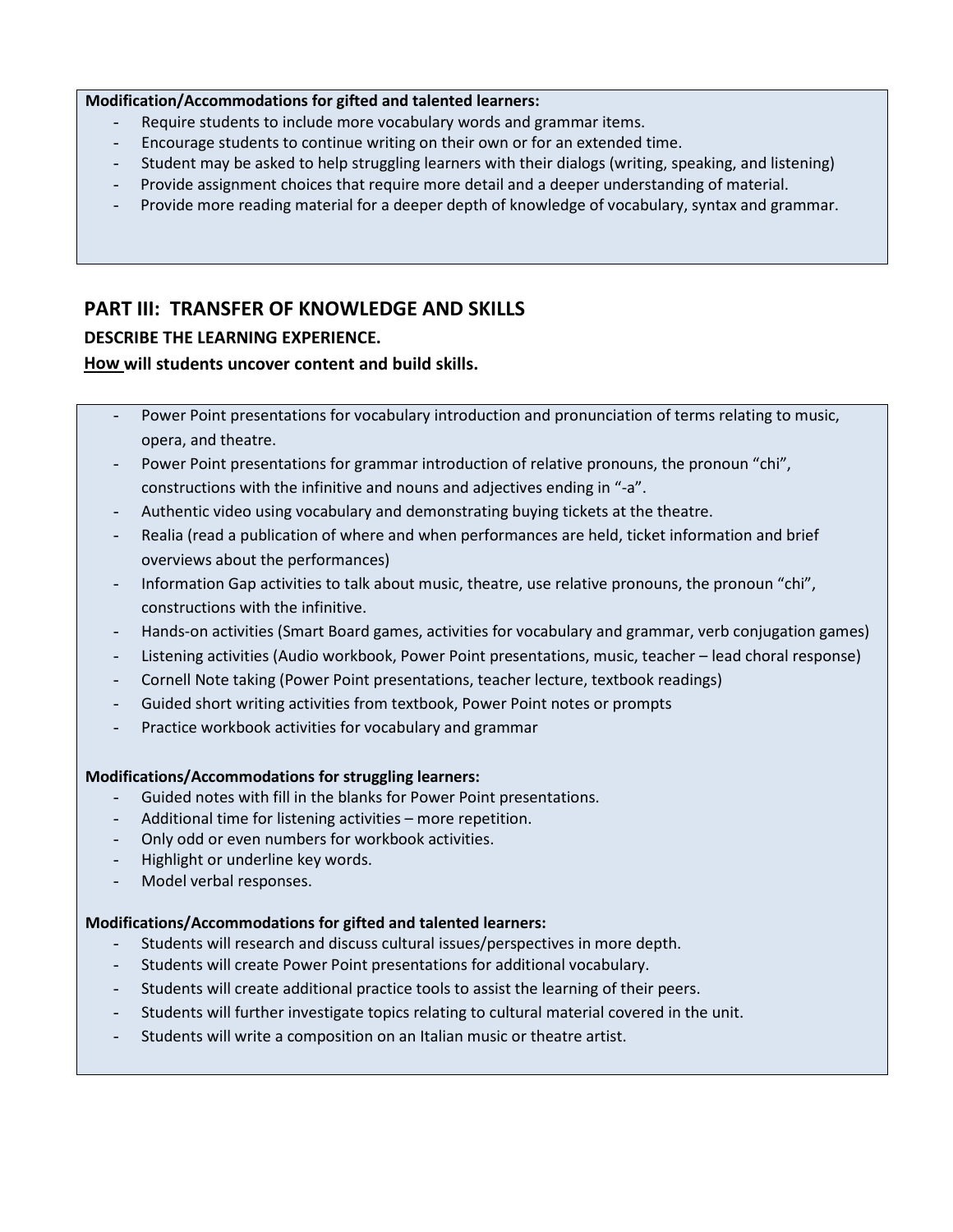**Modification/Accommodations for gifted and talented learners:**

- Require students to include more vocabulary words and grammar items.
- Encourage students to continue writing on their own or for an extended time.
- Student may be asked to help struggling learners with their dialogs (writing, speaking, and listening)
- Provide assignment choices that require more detail and a deeper understanding of material.
- Provide more reading material for a deeper depth of knowledge of vocabulary, syntax and grammar.

## PART III: TRANSFER OF KNOWLEDGE AND SKILLS

### DESCRIBE THE LEARNING EXPERIENCE.

### <u>How</u> will students uncover content and build skills.

- Power Point presentations for vocabulary introduction and pronunciation of terms relating to music, opera, and theatre.
- Power Point presentations for grammar introduction of relative pronouns, the pronoun "chi", constructions with the infinitive and nouns and adjectives ending in "-a".
- Authentic video using vocabulary and demonstrating buying tickets at the theatre.
- Realia (read a publication of where and when performances are held, ticket information and brief overviews about the performances)
- Information Gap activities to talk about music, theatre, use relative pronouns, the pronoun "chi", constructions with the infinitive.
- Hands-on activities (Smart Board games, activities for vocabulary and grammar, verb conjugation games)
- Listening activities (Audio workbook, Power Point presentations, music, teacher – lead choral response)
- Cornell Note taking (Power Point presentations, teacher lecture, textbook readings)
- Guided short writing activities from textbook, Power Point notes or prompts
- Practice workbook activities for vocabulary and grammar

**Modifications/Accommodations for struggling learners:**

- Guided notes with fill in the blanks for Power Point presentations.
- Additional time for listening activities – more repetition.
- Only odd or even numbers for workbook activities.
- Highlight or underline key words.
- Model verbal responses.

**Modifications/Accommodations for gifted and talented learners:**

- Students will research and discuss cultural issues/perspectives in more depth.
- Students will create Power Point presentations for additional vocabulary.
- Students will create additional practice tools to assist the learning of their peers.
- Students will further investigate topics relating to cultural material covered in the unit.
- Students will write a composition on an Italian music or theatre artist.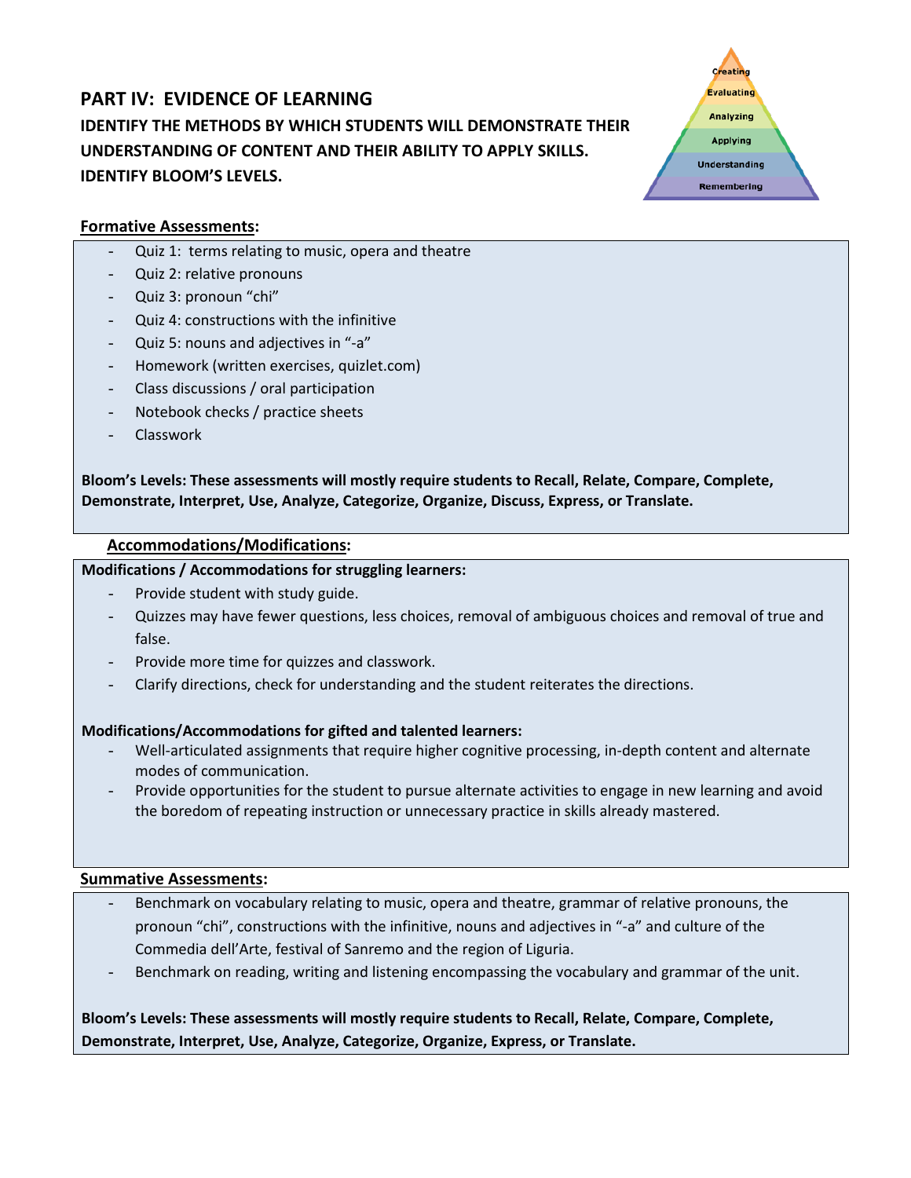## PART IV: EVIDENCE OF LEARNING

### IDENTIFY THE METHODS BY WHICH STUDENTS WILL DEMONSTRATE THEIR UNDERSTANDING OF CONTENT AND THEIR ABILITY TO APPLY SKILLS. IDENTIFY BLOOM'S LEVELS.

Creating
Evaluating
Analyzing
Applying
Understanding
Remembering

**Formative Assessments:**

- Quiz 1: terms relating to music, opera and theatre
- Quiz 2: relative pronouns
- Quiz 3: pronoun "chi"
- Quiz 4: constructions with the infinitive
- Quiz 5: nouns and adjectives in "-a"
- Homework (written exercises, quizlet.com)
- Class discussions / oral participation
- Notebook checks / practice sheets
- Classwork

**Bloom's Levels: These assessments will mostly require students to Recall, Relate, Compare, Complete, Demonstrate, Interpret, Use, Analyze, Categorize, Organize, Discuss, Express, or Translate.**

**Accommodations/Modifications:**

**Modifications / Accommodations for struggling learners:**

- Provide student with study guide.
- Quizzes may have fewer questions, less choices, removal of ambiguous choices and removal of true and false.
- Provide more time for quizzes and classwork.
- Clarify directions, check for understanding and the student reiterates the directions.

**Modifications/Accommodations for gifted and talented learners:**

- Well-articulated assignments that require higher cognitive processing, in-depth content and alternate modes of communication.
- Provide opportunities for the student to pursue alternate activities to engage in new learning and avoid the boredom of repeating instruction or unnecessary practice in skills already mastered.

**Summative Assessments:**

- Benchmark on vocabulary relating to music, opera and theatre, grammar of relative pronouns, the pronoun "chi", constructions with the infinitive, nouns and adjectives in "-a" and culture of the Commedia dell'Arte, festival of Sanremo and the region of Liguria.
- Benchmark on reading, writing and listening encompassing the vocabulary and grammar of the unit.

**Bloom's Levels: These assessments will mostly require students to Recall, Relate, Compare, Complete, Demonstrate, Interpret, Use, Analyze, Categorize, Organize, Express, or Translate.**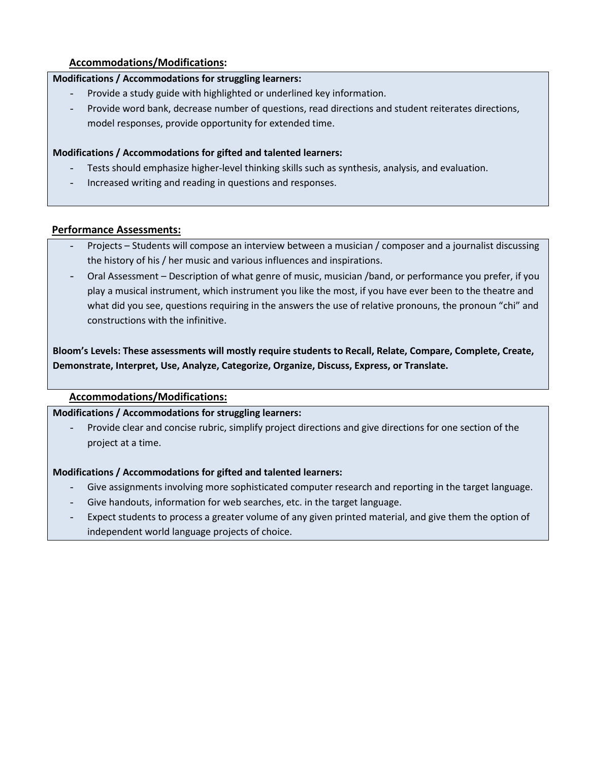**Accommodations/Modifications:**

**Modifications / Accommodations for struggling learners:**

- Provide a study guide with highlighted or underlined key information.
- Provide word bank, decrease number of questions, read directions and student reiterates directions, model responses, provide opportunity for extended time.

**Modifications / Accommodations for gifted and talented learners:**

- Tests should emphasize higher-level thinking skills such as synthesis, analysis, and evaluation.
- Increased writing and reading in questions and responses.

**Performance Assessments:**

- Projects – Students will compose an interview between a musician / composer and a journalist discussing the history of his / her music and various influences and inspirations.
- Oral Assessment – Description of what genre of music, musician /band, or performance you prefer, if you play a musical instrument, which instrument you like the most, if you have ever been to the theatre and what did you see, questions requiring in the answers the use of relative pronouns, the pronoun "chi" and constructions with the infinitive.

**Bloom's Levels: These assessments will mostly require students to Recall, Relate, Compare, Complete, Create, Demonstrate, Interpret, Use, Analyze, Categorize, Organize, Discuss, Express, or Translate.**

**Accommodations/Modifications:**

**Modifications / Accommodations for struggling learners:**

- Provide clear and concise rubric, simplify project directions and give directions for one section of the project at a time.

**Modifications / Accommodations for gifted and talented learners:**

- Give assignments involving more sophisticated computer research and reporting in the target language.
- Give handouts, information for web searches, etc. in the target language.
- Expect students to process a greater volume of any given printed material, and give them the option of independent world language projects of choice.